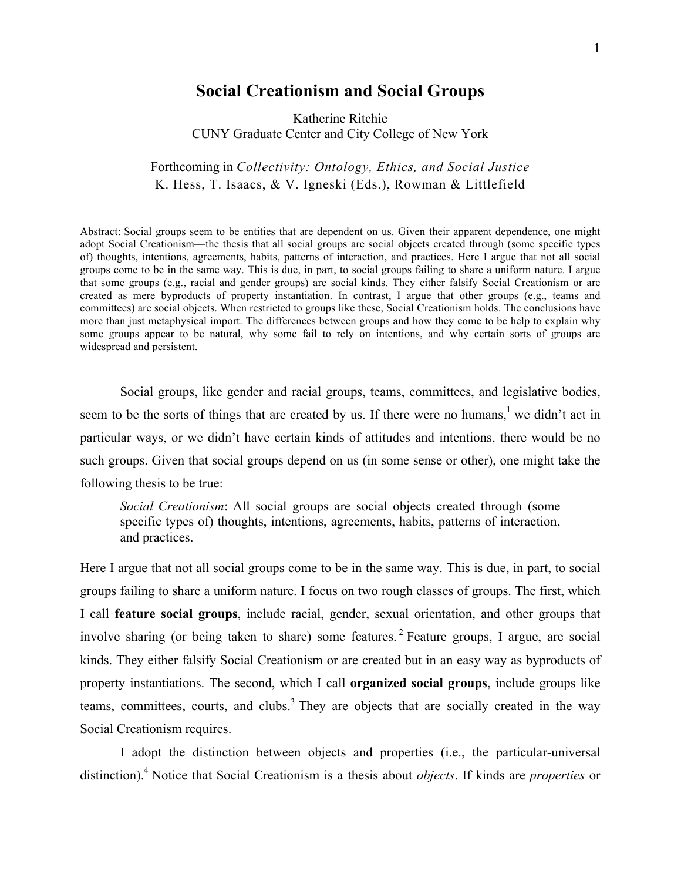# Social Creationism and Social Groups

Katherine Ritchie
CUNY Graduate Center and City College of New York

Forthcoming in *Collectivity: Ontology, Ethics, and Social Justice*
K. Hess, T. Isaacs, & V. Igneski (Eds.), Rowman & Littlefield

Abstract: Social groups seem to be entities that are dependent on us. Given their apparent dependence, one might adopt Social Creationism—the thesis that all social groups are social objects created through (some specific types of) thoughts, intentions, agreements, habits, patterns of interaction, and practices. Here I argue that not all social groups come to be in the same way. This is due, in part, to social groups failing to share a uniform nature. I argue that some groups (e.g., racial and gender groups) are social kinds. They either falsify Social Creationism or are created as mere byproducts of property instantiation. In contrast, I argue that other groups (e.g., teams and committees) are social objects. When restricted to groups like these, Social Creationism holds. The conclusions have more than just metaphysical import. The differences between groups and how they come to be help to explain why some groups appear to be natural, why some fail to rely on intentions, and why certain sorts of groups are widespread and persistent.

Social groups, like gender and racial groups, teams, committees, and legislative bodies, seem to be the sorts of things that are created by us. If there were no humans,[1] we didn't act in particular ways, or we didn't have certain kinds of attitudes and intentions, there would be no such groups. Given that social groups depend on us (in some sense or other), one might take the following thesis to be true:

> *Social Creationism*: All social groups are social objects created through (some specific types of) thoughts, intentions, agreements, habits, patterns of interaction, and practices.

Here I argue that not all social groups come to be in the same way. This is due, in part, to social groups failing to share a uniform nature. I focus on two rough classes of groups. The first, which I call **feature social groups**, include racial, gender, sexual orientation, and other groups that involve sharing (or being taken to share) some features.[2] Feature groups, I argue, are social kinds. They either falsify Social Creationism or are created but in an easy way as byproducts of property instantiations. The second, which I call **organized social groups**, include groups like teams, committees, courts, and clubs.[3] They are objects that are socially created in the way Social Creationism requires.

I adopt the distinction between objects and properties (i.e., the particular-universal distinction).[4] Notice that Social Creationism is a thesis about *objects*. If kinds are *properties* or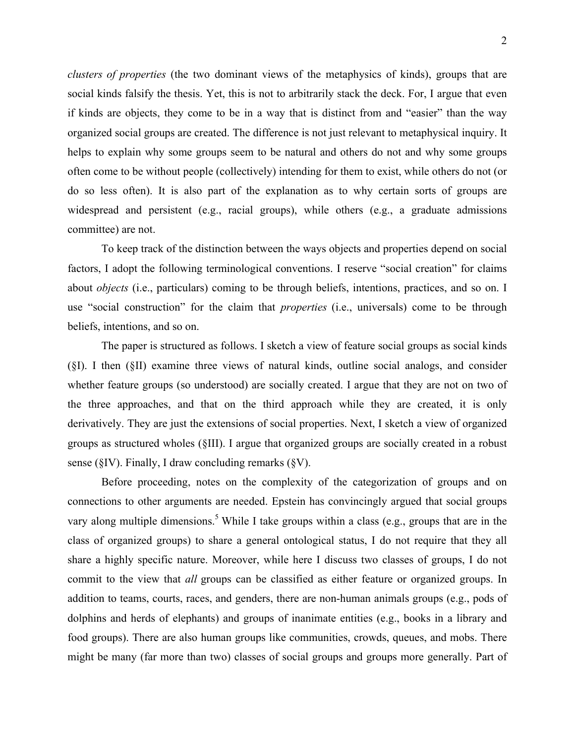*clusters of properties* (the two dominant views of the metaphysics of kinds), groups that are social kinds falsify the thesis. Yet, this is not to arbitrarily stack the deck. For, I argue that even if kinds are objects, they come to be in a way that is distinct from and "easier" than the way organized social groups are created. The difference is not just relevant to metaphysical inquiry. It helps to explain why some groups seem to be natural and others do not and why some groups often come to be without people (collectively) intending for them to exist, while others do not (or do so less often). It is also part of the explanation as to why certain sorts of groups are widespread and persistent (e.g., racial groups), while others (e.g., a graduate admissions committee) are not.

To keep track of the distinction between the ways objects and properties depend on social factors, I adopt the following terminological conventions. I reserve "social creation" for claims about *objects* (i.e., particulars) coming to be through beliefs, intentions, practices, and so on. I use "social construction" for the claim that *properties* (i.e., universals) come to be through beliefs, intentions, and so on.

The paper is structured as follows. I sketch a view of feature social groups as social kinds (§I). I then (§II) examine three views of natural kinds, outline social analogs, and consider whether feature groups (so understood) are socially created. I argue that they are not on two of the three approaches, and that on the third approach while they are created, it is only derivatively. They are just the extensions of social properties. Next, I sketch a view of organized groups as structured wholes (§III). I argue that organized groups are socially created in a robust sense (§IV). Finally, I draw concluding remarks (§V).

Before proceeding, notes on the complexity of the categorization of groups and on connections to other arguments are needed. Epstein has convincingly argued that social groups vary along multiple dimensions.[5] While I take groups within a class (e.g., groups that are in the class of organized groups) to share a general ontological status, I do not require that they all share a highly specific nature. Moreover, while here I discuss two classes of groups, I do not commit to the view that *all* groups can be classified as either feature or organized groups. In addition to teams, courts, races, and genders, there are non-human animals groups (e.g., pods of dolphins and herds of elephants) and groups of inanimate entities (e.g., books in a library and food groups). There are also human groups like communities, crowds, queues, and mobs. There might be many (far more than two) classes of social groups and groups more generally. Part of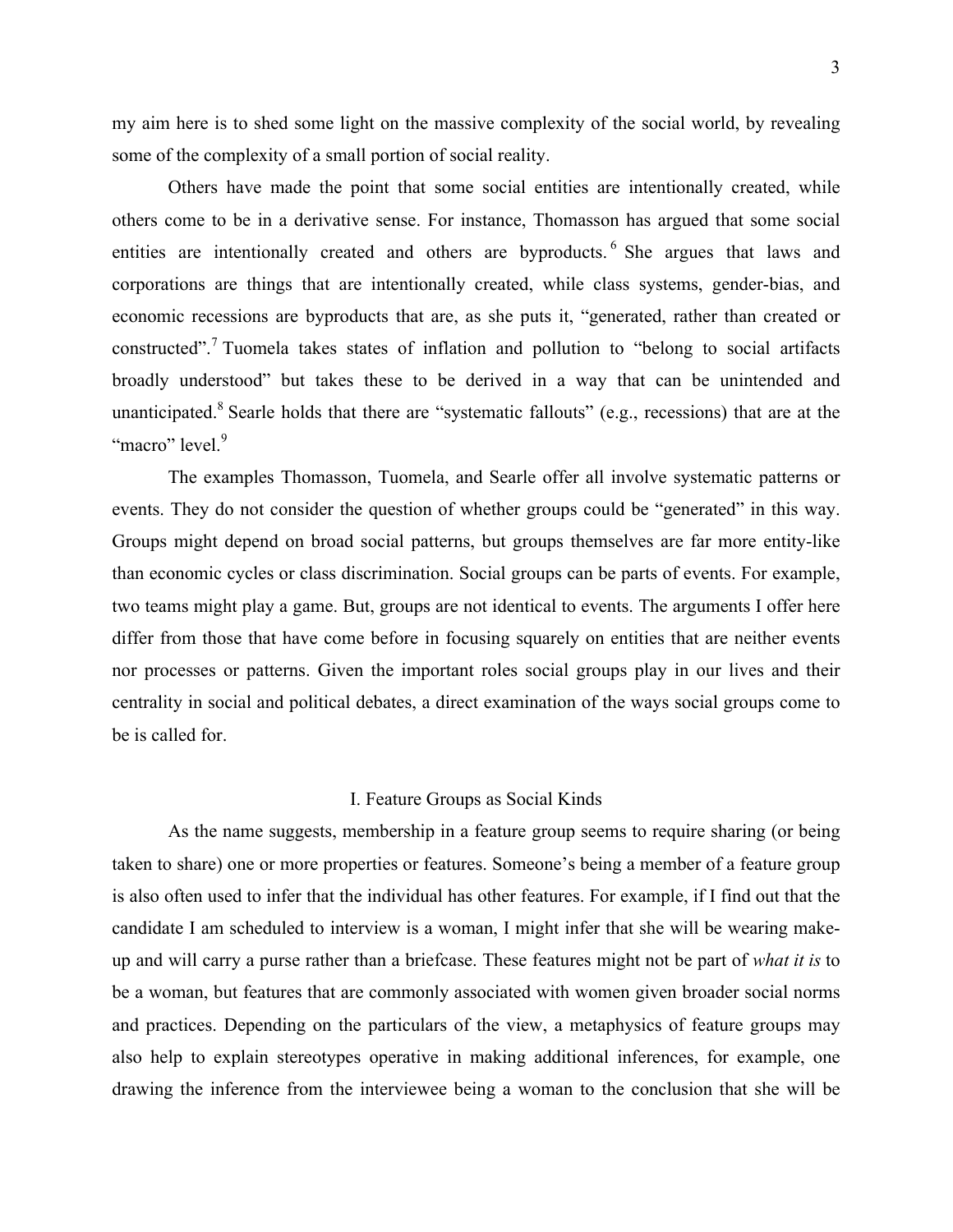my aim here is to shed some light on the massive complexity of the social world, by revealing some of the complexity of a small portion of social reality.

Others have made the point that some social entities are intentionally created, while others come to be in a derivative sense. For instance, Thomasson has argued that some social entities are intentionally created and others are byproducts.[6] She argues that laws and corporations are things that are intentionally created, while class systems, gender-bias, and economic recessions are byproducts that are, as she puts it, "generated, rather than created or constructed".[7] Tuomela takes states of inflation and pollution to "belong to social artifacts broadly understood" but takes these to be derived in a way that can be unintended and unanticipated.[8] Searle holds that there are "systematic fallouts" (e.g., recessions) that are at the "macro" level.[9]

The examples Thomasson, Tuomela, and Searle offer all involve systematic patterns or events. They do not consider the question of whether groups could be "generated" in this way. Groups might depend on broad social patterns, but groups themselves are far more entity-like than economic cycles or class discrimination. Social groups can be parts of events. For example, two teams might play a game. But, groups are not identical to events. The arguments I offer here differ from those that have come before in focusing squarely on entities that are neither events nor processes or patterns. Given the important roles social groups play in our lives and their centrality in social and political debates, a direct examination of the ways social groups come to be is called for.

## I. Feature Groups as Social Kinds

As the name suggests, membership in a feature group seems to require sharing (or being taken to share) one or more properties or features. Someone's being a member of a feature group is also often used to infer that the individual has other features. For example, if I find out that the candidate I am scheduled to interview is a woman, I might infer that she will be wearing make-up and will carry a purse rather than a briefcase. These features might not be part of *what it is* to be a woman, but features that are commonly associated with women given broader social norms and practices. Depending on the particulars of the view, a metaphysics of feature groups may also help to explain stereotypes operative in making additional inferences, for example, one drawing the inference from the interviewee being a woman to the conclusion that she will be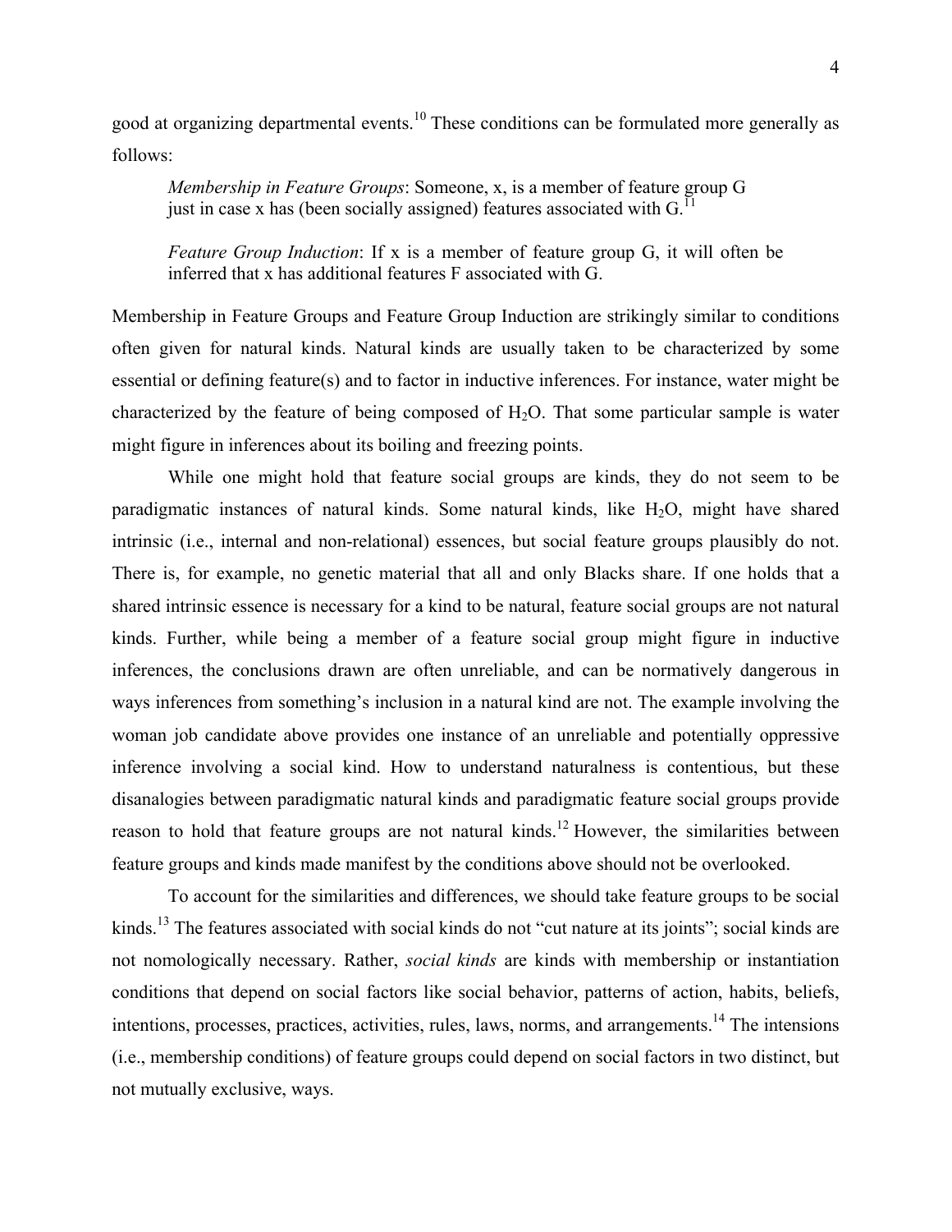good at organizing departmental events.[10] These conditions can be formulated more generally as follows:

> *Membership in Feature Groups*: Someone, x, is a member of feature group G just in case x has (been socially assigned) features associated with G.[11]
>
> *Feature Group Induction*: If x is a member of feature group G, it will often be inferred that x has additional features F associated with G.

Membership in Feature Groups and Feature Group Induction are strikingly similar to conditions often given for natural kinds. Natural kinds are usually taken to be characterized by some essential or defining feature(s) and to factor in inductive inferences. For instance, water might be characterized by the feature of being composed of $H_2O$. That some particular sample is water might figure in inferences about its boiling and freezing points.

While one might hold that feature social groups are kinds, they do not seem to be paradigmatic instances of natural kinds. Some natural kinds, like $H_2O$, might have shared intrinsic (i.e., internal and non-relational) essences, but social feature groups plausibly do not. There is, for example, no genetic material that all and only Blacks share. If one holds that a shared intrinsic essence is necessary for a kind to be natural, feature social groups are not natural kinds. Further, while being a member of a feature social group might figure in inductive inferences, the conclusions drawn are often unreliable, and can be normatively dangerous in ways inferences from something's inclusion in a natural kind are not. The example involving the woman job candidate above provides one instance of an unreliable and potentially oppressive inference involving a social kind. How to understand naturalness is contentious, but these disanalogies between paradigmatic natural kinds and paradigmatic feature social groups provide reason to hold that feature groups are not natural kinds.[12] However, the similarities between feature groups and kinds made manifest by the conditions above should not be overlooked.

To account for the similarities and differences, we should take feature groups to be social kinds.[13] The features associated with social kinds do not "cut nature at its joints"; social kinds are not nomologically necessary. Rather, *social kinds* are kinds with membership or instantiation conditions that depend on social factors like social behavior, patterns of action, habits, beliefs, intentions, processes, practices, activities, rules, laws, norms, and arrangements.[14] The intensions (i.e., membership conditions) of feature groups could depend on social factors in two distinct, but not mutually exclusive, ways.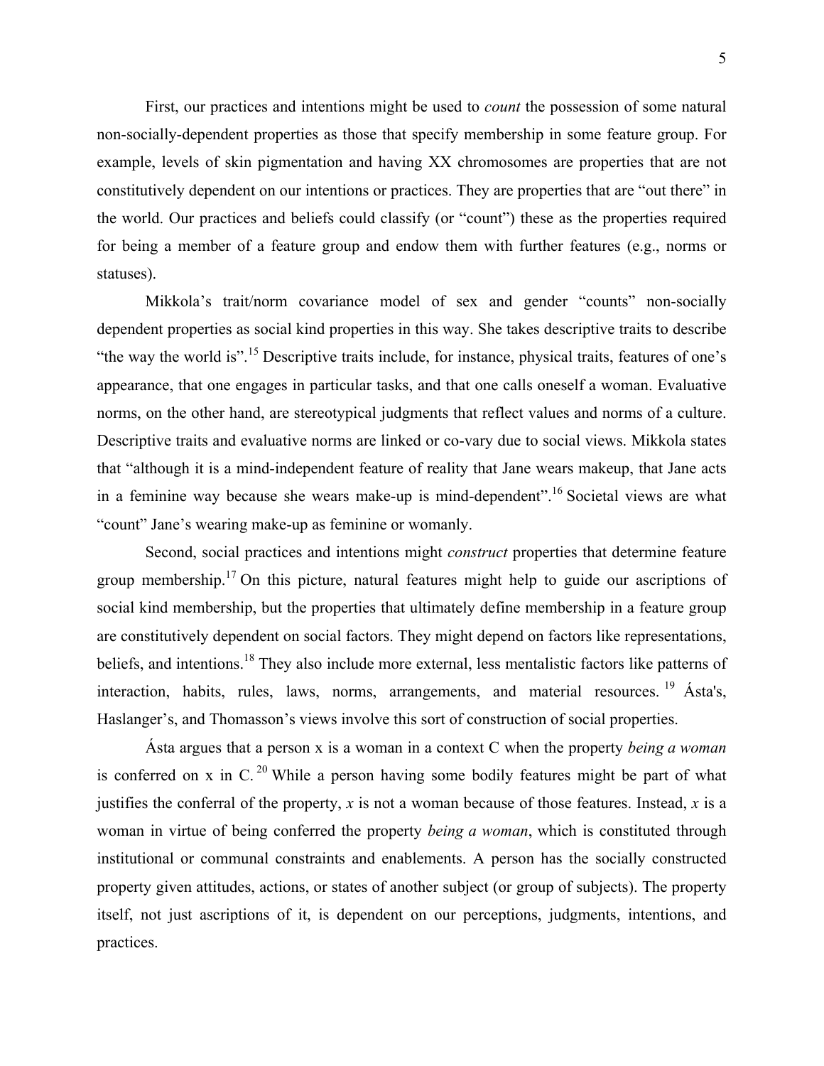First, our practices and intentions might be used to *count* the possession of some natural non-socially-dependent properties as those that specify membership in some feature group. For example, levels of skin pigmentation and having XX chromosomes are properties that are not constitutively dependent on our intentions or practices. They are properties that are "out there" in the world. Our practices and beliefs could classify (or "count") these as the properties required for being a member of a feature group and endow them with further features (e.g., norms or statuses).

Mikkola's trait/norm covariance model of sex and gender "counts" non-socially dependent properties as social kind properties in this way. She takes descriptive traits to describe "the way the world is".[15] Descriptive traits include, for instance, physical traits, features of one's appearance, that one engages in particular tasks, and that one calls oneself a woman. Evaluative norms, on the other hand, are stereotypical judgments that reflect values and norms of a culture. Descriptive traits and evaluative norms are linked or co-vary due to social views. Mikkola states that "although it is a mind-independent feature of reality that Jane wears makeup, that Jane acts in a feminine way because she wears make-up is mind-dependent".[16] Societal views are what "count" Jane's wearing make-up as feminine or womanly.

Second, social practices and intentions might *construct* properties that determine feature group membership.[17] On this picture, natural features might help to guide our ascriptions of social kind membership, but the properties that ultimately define membership in a feature group are constitutively dependent on social factors. They might depend on factors like representations, beliefs, and intentions.[18] They also include more external, less mentalistic factors like patterns of interaction, habits, rules, laws, norms, arrangements, and material resources.[19] Ásta's, Haslanger's, and Thomasson's views involve this sort of construction of social properties.

Ásta argues that a person x is a woman in a context C when the property *being a woman* is conferred on x in C.[20] While a person having some bodily features might be part of what justifies the conferral of the property, *x* is not a woman because of those features. Instead, *x* is a woman in virtue of being conferred the property *being a woman*, which is constituted through institutional or communal constraints and enablements. A person has the socially constructed property given attitudes, actions, or states of another subject (or group of subjects). The property itself, not just ascriptions of it, is dependent on our perceptions, judgments, intentions, and practices.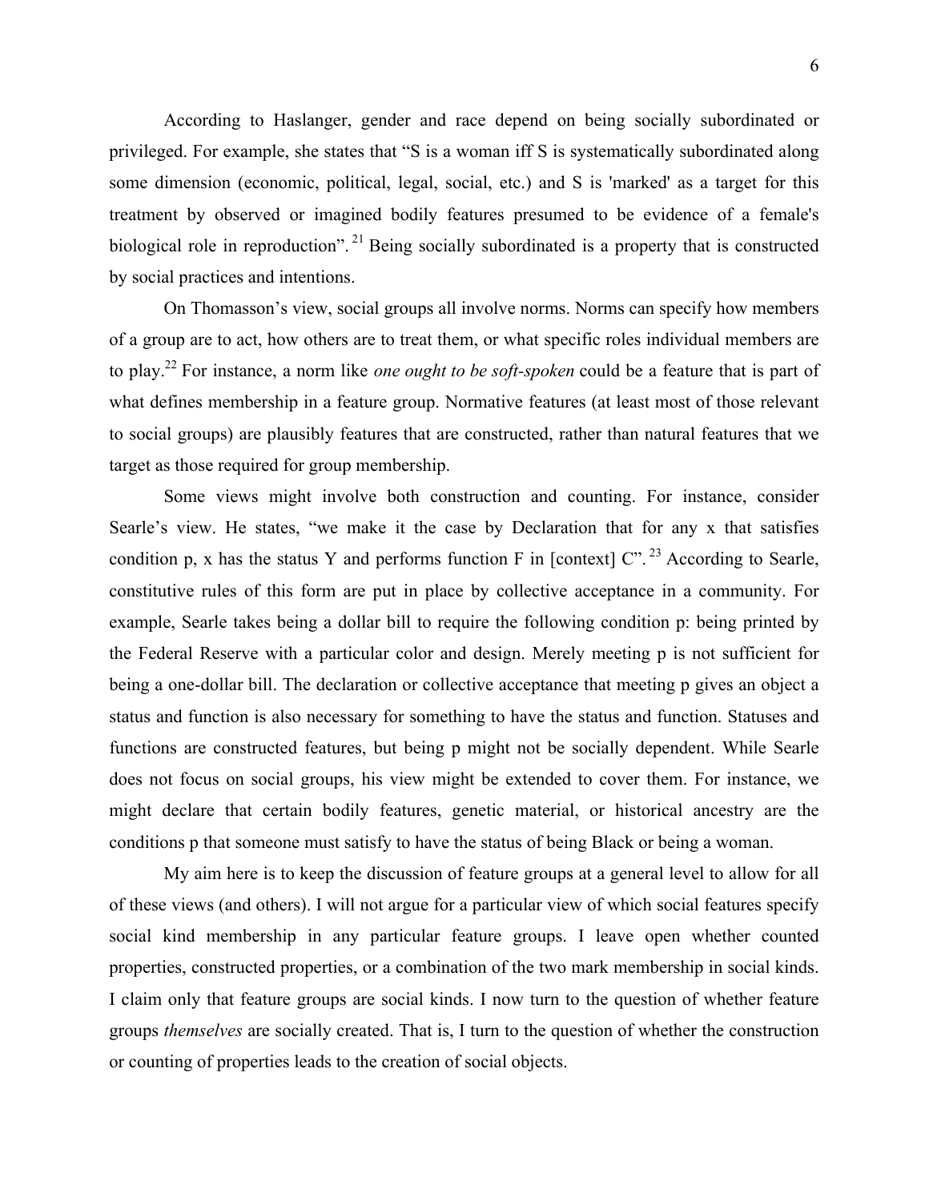According to Haslanger, gender and race depend on being socially subordinated or privileged. For example, she states that "S is a woman iff S is systematically subordinated along some dimension (economic, political, legal, social, etc.) and S is 'marked' as a target for this treatment by observed or imagined bodily features presumed to be evidence of a female's biological role in reproduction".[21] Being socially subordinated is a property that is constructed by social practices and intentions.

On Thomasson's view, social groups all involve norms. Norms can specify how members of a group are to act, how others are to treat them, or what specific roles individual members are to play.[22] For instance, a norm like *one ought to be soft-spoken* could be a feature that is part of what defines membership in a feature group. Normative features (at least most of those relevant to social groups) are plausibly features that are constructed, rather than natural features that we target as those required for group membership.

Some views might involve both construction and counting. For instance, consider Searle's view. He states, "we make it the case by Declaration that for any x that satisfies condition p, x has the status Y and performs function F in [context] C".[23] According to Searle, constitutive rules of this form are put in place by collective acceptance in a community. For example, Searle takes being a dollar bill to require the following condition p: being printed by the Federal Reserve with a particular color and design. Merely meeting p is not sufficient for being a one-dollar bill. The declaration or collective acceptance that meeting p gives an object a status and function is also necessary for something to have the status and function. Statuses and functions are constructed features, but being p might not be socially dependent. While Searle does not focus on social groups, his view might be extended to cover them. For instance, we might declare that certain bodily features, genetic material, or historical ancestry are the conditions p that someone must satisfy to have the status of being Black or being a woman.

My aim here is to keep the discussion of feature groups at a general level to allow for all of these views (and others). I will not argue for a particular view of which social features specify social kind membership in any particular feature groups. I leave open whether counted properties, constructed properties, or a combination of the two mark membership in social kinds. I claim only that feature groups are social kinds. I now turn to the question of whether feature groups *themselves* are socially created. That is, I turn to the question of whether the construction or counting of properties leads to the creation of social objects.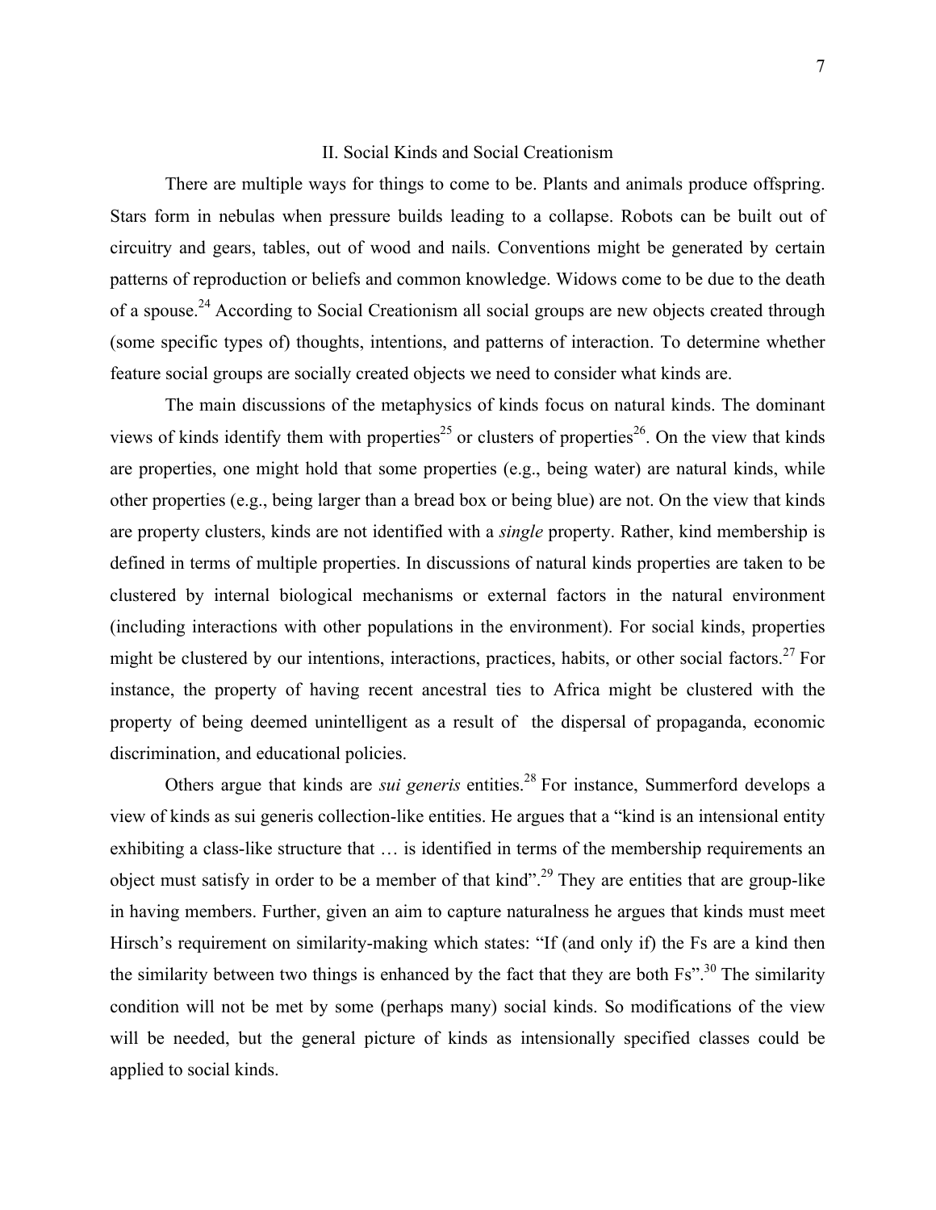## II. Social Kinds and Social Creationism

There are multiple ways for things to come to be. Plants and animals produce offspring. Stars form in nebulas when pressure builds leading to a collapse. Robots can be built out of circuitry and gears, tables, out of wood and nails. Conventions might be generated by certain patterns of reproduction or beliefs and common knowledge. Widows come to be due to the death of a spouse.[24] According to Social Creationism all social groups are new objects created through (some specific types of) thoughts, intentions, and patterns of interaction. To determine whether feature social groups are socially created objects we need to consider what kinds are.

The main discussions of the metaphysics of kinds focus on natural kinds. The dominant views of kinds identify them with properties[25] or clusters of properties[26]. On the view that kinds are properties, one might hold that some properties (e.g., being water) are natural kinds, while other properties (e.g., being larger than a bread box or being blue) are not. On the view that kinds are property clusters, kinds are not identified with a *single* property. Rather, kind membership is defined in terms of multiple properties. In discussions of natural kinds properties are taken to be clustered by internal biological mechanisms or external factors in the natural environment (including interactions with other populations in the environment). For social kinds, properties might be clustered by our intentions, interactions, practices, habits, or other social factors.[27] For instance, the property of having recent ancestral ties to Africa might be clustered with the property of being deemed unintelligent as a result of the dispersal of propaganda, economic discrimination, and educational policies.

Others argue that kinds are *sui generis* entities.[28] For instance, Summerford develops a view of kinds as sui generis collection-like entities. He argues that a "kind is an intensional entity exhibiting a class-like structure that … is identified in terms of the membership requirements an object must satisfy in order to be a member of that kind".[29] They are entities that are group-like in having members. Further, given an aim to capture naturalness he argues that kinds must meet Hirsch's requirement on similarity-making which states: "If (and only if) the Fs are a kind then the similarity between two things is enhanced by the fact that they are both Fs".[30] The similarity condition will not be met by some (perhaps many) social kinds. So modifications of the view will be needed, but the general picture of kinds as intensionally specified classes could be applied to social kinds.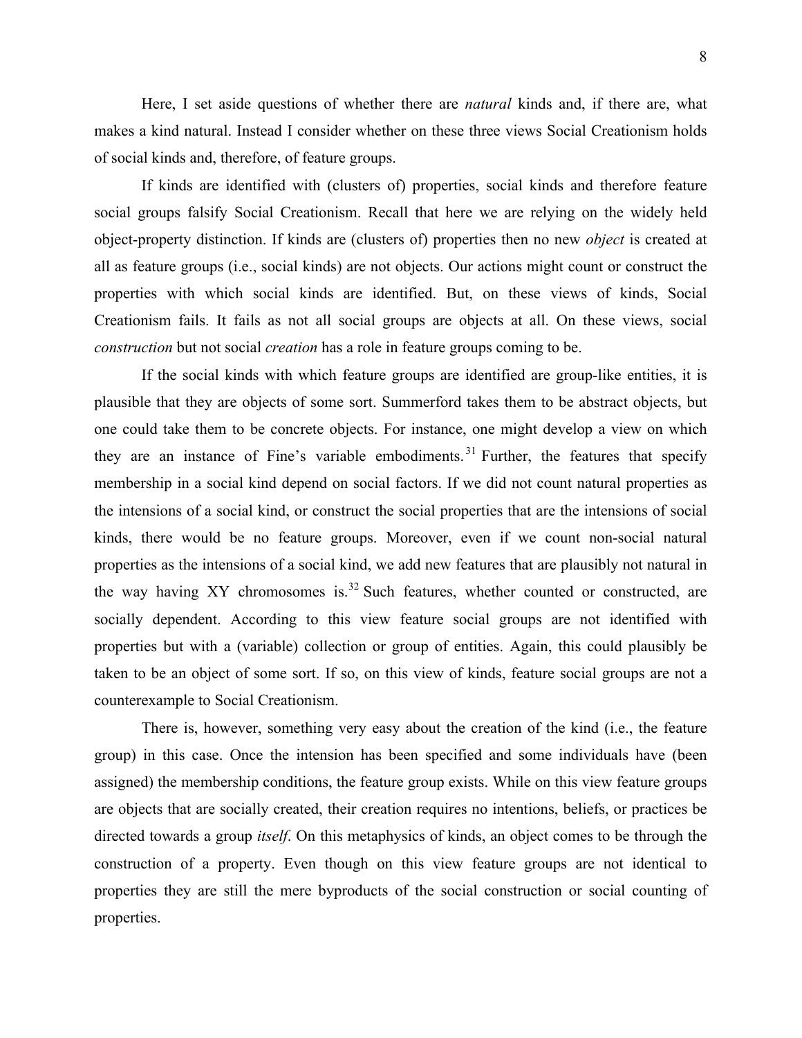Here, I set aside questions of whether there are *natural* kinds and, if there are, what makes a kind natural. Instead I consider whether on these three views Social Creationism holds of social kinds and, therefore, of feature groups.

If kinds are identified with (clusters of) properties, social kinds and therefore feature social groups falsify Social Creationism. Recall that here we are relying on the widely held object-property distinction. If kinds are (clusters of) properties then no new *object* is created at all as feature groups (i.e., social kinds) are not objects. Our actions might count or construct the properties with which social kinds are identified. But, on these views of kinds, Social Creationism fails. It fails as not all social groups are objects at all. On these views, social *construction* but not social *creation* has a role in feature groups coming to be.

If the social kinds with which feature groups are identified are group-like entities, it is plausible that they are objects of some sort. Summerford takes them to be abstract objects, but one could take them to be concrete objects. For instance, one might develop a view on which they are an instance of Fine's variable embodiments.[31] Further, the features that specify membership in a social kind depend on social factors. If we did not count natural properties as the intensions of a social kind, or construct the social properties that are the intensions of social kinds, there would be no feature groups. Moreover, even if we count non-social natural properties as the intensions of a social kind, we add new features that are plausibly not natural in the way having XY chromosomes is.[32] Such features, whether counted or constructed, are socially dependent. According to this view feature social groups are not identified with properties but with a (variable) collection or group of entities. Again, this could plausibly be taken to be an object of some sort. If so, on this view of kinds, feature social groups are not a counterexample to Social Creationism.

There is, however, something very easy about the creation of the kind (i.e., the feature group) in this case. Once the intension has been specified and some individuals have (been assigned) the membership conditions, the feature group exists. While on this view feature groups are objects that are socially created, their creation requires no intentions, beliefs, or practices be directed towards a group *itself*. On this metaphysics of kinds, an object comes to be through the construction of a property. Even though on this view feature groups are not identical to properties they are still the mere byproducts of the social construction or social counting of properties.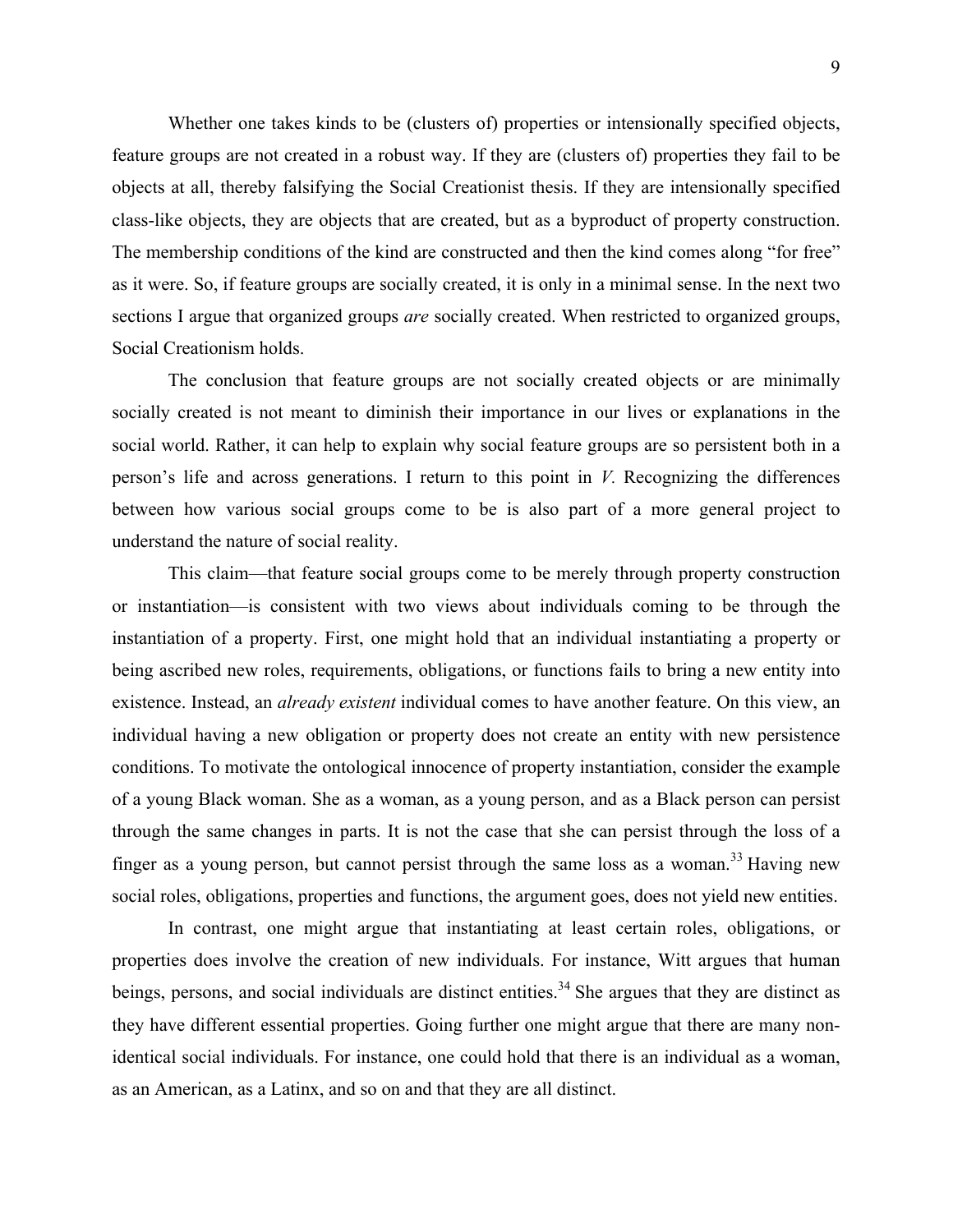Whether one takes kinds to be (clusters of) properties or intensionally specified objects, feature groups are not created in a robust way. If they are (clusters of) properties they fail to be objects at all, thereby falsifying the Social Creationist thesis. If they are intensionally specified class-like objects, they are objects that are created, but as a byproduct of property construction. The membership conditions of the kind are constructed and then the kind comes along "for free" as it were. So, if feature groups are socially created, it is only in a minimal sense. In the next two sections I argue that organized groups *are* socially created. When restricted to organized groups, Social Creationism holds.

The conclusion that feature groups are not socially created objects or are minimally socially created is not meant to diminish their importance in our lives or explanations in the social world. Rather, it can help to explain why social feature groups are so persistent both in a person's life and across generations. I return to this point in *V.* Recognizing the differences between how various social groups come to be is also part of a more general project to understand the nature of social reality.

This claim—that feature social groups come to be merely through property construction or instantiation—is consistent with two views about individuals coming to be through the instantiation of a property. First, one might hold that an individual instantiating a property or being ascribed new roles, requirements, obligations, or functions fails to bring a new entity into existence. Instead, an *already existent* individual comes to have another feature. On this view, an individual having a new obligation or property does not create an entity with new persistence conditions. To motivate the ontological innocence of property instantiation, consider the example of a young Black woman. She as a woman, as a young person, and as a Black person can persist through the same changes in parts. It is not the case that she can persist through the loss of a finger as a young person, but cannot persist through the same loss as a woman.[33] Having new social roles, obligations, properties and functions, the argument goes, does not yield new entities.

In contrast, one might argue that instantiating at least certain roles, obligations, or properties does involve the creation of new individuals. For instance, Witt argues that human beings, persons, and social individuals are distinct entities.[34] She argues that they are distinct as they have different essential properties. Going further one might argue that there are many non-identical social individuals. For instance, one could hold that there is an individual as a woman, as an American, as a Latinx, and so on and that they are all distinct.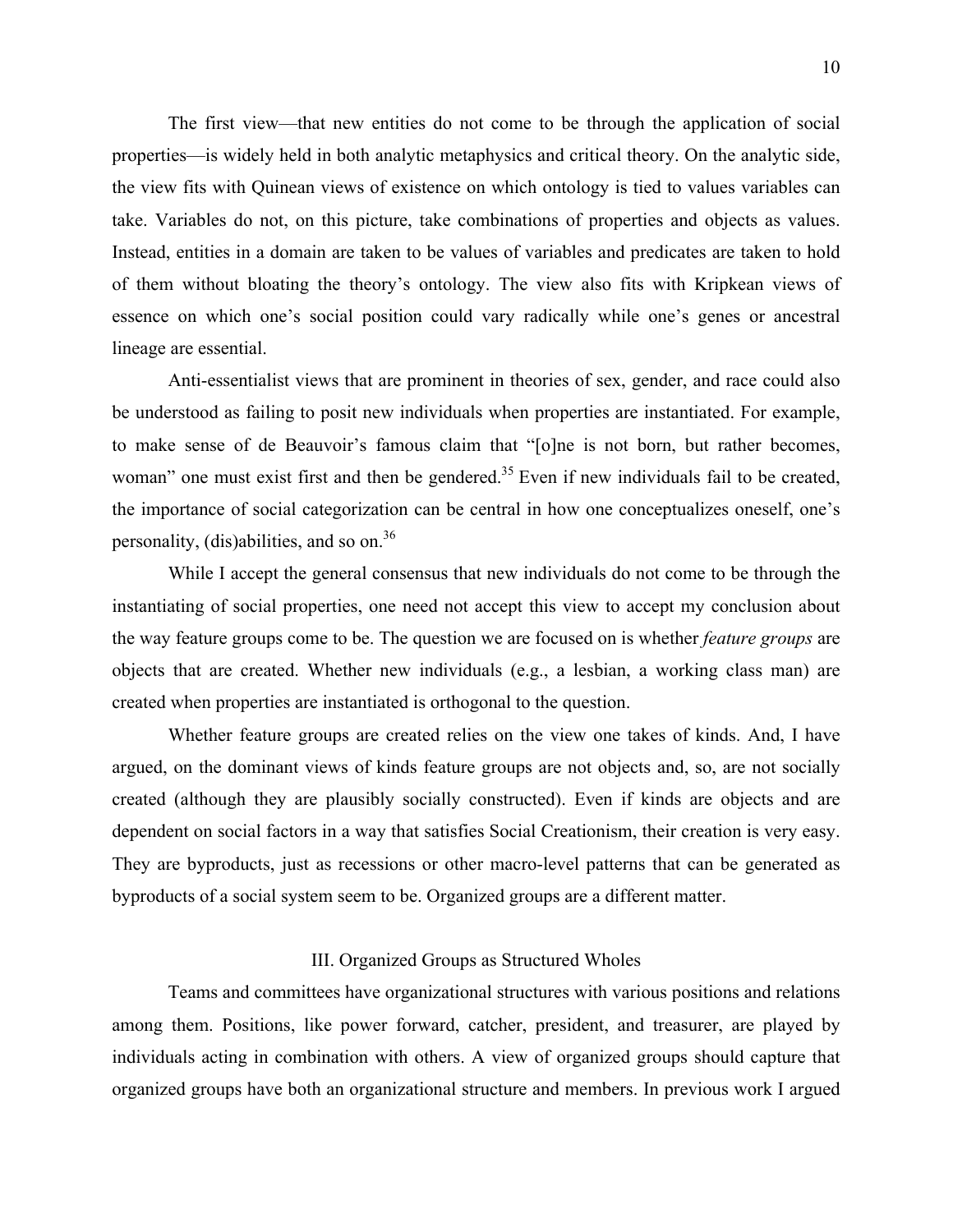The first view—that new entities do not come to be through the application of social properties—is widely held in both analytic metaphysics and critical theory. On the analytic side, the view fits with Quinean views of existence on which ontology is tied to values variables can take. Variables do not, on this picture, take combinations of properties and objects as values. Instead, entities in a domain are taken to be values of variables and predicates are taken to hold of them without bloating the theory's ontology. The view also fits with Kripkean views of essence on which one's social position could vary radically while one's genes or ancestral lineage are essential.

Anti-essentialist views that are prominent in theories of sex, gender, and race could also be understood as failing to posit new individuals when properties are instantiated. For example, to make sense of de Beauvoir's famous claim that "[o]ne is not born, but rather becomes, woman" one must exist first and then be gendered.[35] Even if new individuals fail to be created, the importance of social categorization can be central in how one conceptualizes oneself, one's personality, (dis)abilities, and so on.[36]

While I accept the general consensus that new individuals do not come to be through the instantiating of social properties, one need not accept this view to accept my conclusion about the way feature groups come to be. The question we are focused on is whether *feature groups* are objects that are created. Whether new individuals (e.g., a lesbian, a working class man) are created when properties are instantiated is orthogonal to the question.

Whether feature groups are created relies on the view one takes of kinds. And, I have argued, on the dominant views of kinds feature groups are not objects and, so, are not socially created (although they are plausibly socially constructed). Even if kinds are objects and are dependent on social factors in a way that satisfies Social Creationism, their creation is very easy. They are byproducts, just as recessions or other macro-level patterns that can be generated as byproducts of a social system seem to be. Organized groups are a different matter.

## III. Organized Groups as Structured Wholes

Teams and committees have organizational structures with various positions and relations among them. Positions, like power forward, catcher, president, and treasurer, are played by individuals acting in combination with others. A view of organized groups should capture that organized groups have both an organizational structure and members. In previous work I argued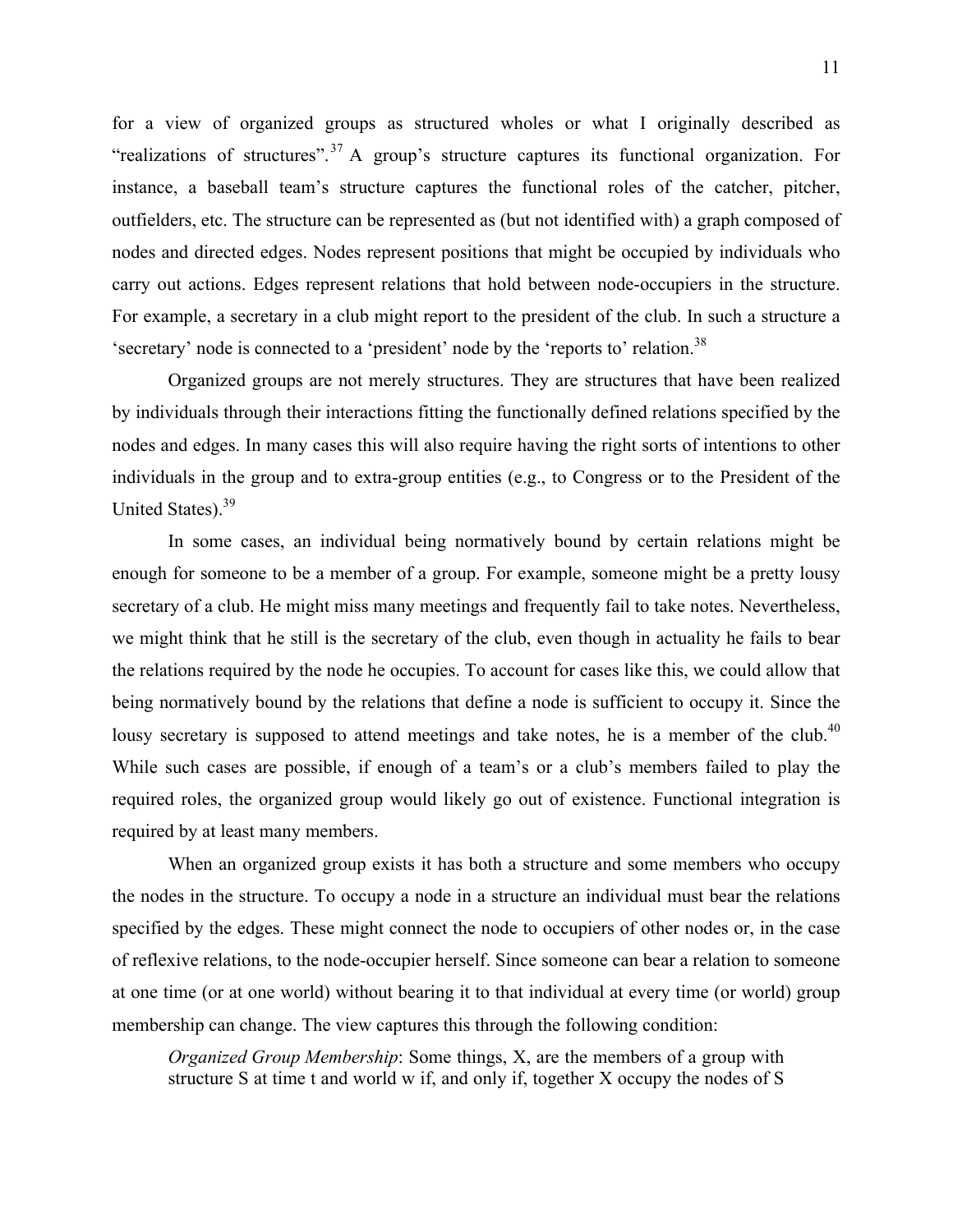for a view of organized groups as structured wholes or what I originally described as "realizations of structures".[37] A group's structure captures its functional organization. For instance, a baseball team's structure captures the functional roles of the catcher, pitcher, outfielders, etc. The structure can be represented as (but not identified with) a graph composed of nodes and directed edges. Nodes represent positions that might be occupied by individuals who carry out actions. Edges represent relations that hold between node-occupiers in the structure. For example, a secretary in a club might report to the president of the club. In such a structure a 'secretary' node is connected to a 'president' node by the 'reports to' relation.[38]

Organized groups are not merely structures. They are structures that have been realized by individuals through their interactions fitting the functionally defined relations specified by the nodes and edges. In many cases this will also require having the right sorts of intentions to other individuals in the group and to extra-group entities (e.g., to Congress or to the President of the United States).[39]

In some cases, an individual being normatively bound by certain relations might be enough for someone to be a member of a group. For example, someone might be a pretty lousy secretary of a club. He might miss many meetings and frequently fail to take notes. Nevertheless, we might think that he still is the secretary of the club, even though in actuality he fails to bear the relations required by the node he occupies. To account for cases like this, we could allow that being normatively bound by the relations that define a node is sufficient to occupy it. Since the lousy secretary is supposed to attend meetings and take notes, he is a member of the club.[40] While such cases are possible, if enough of a team's or a club's members failed to play the required roles, the organized group would likely go out of existence. Functional integration is required by at least many members.

When an organized group exists it has both a structure and some members who occupy the nodes in the structure. To occupy a node in a structure an individual must bear the relations specified by the edges. These might connect the node to occupiers of other nodes or, in the case of reflexive relations, to the node-occupier herself. Since someone can bear a relation to someone at one time (or at one world) without bearing it to that individual at every time (or world) group membership can change. The view captures this through the following condition:

> *Organized Group Membership*: Some things, X, are the members of a group with structure S at time t and world w if, and only if, together X occupy the nodes of S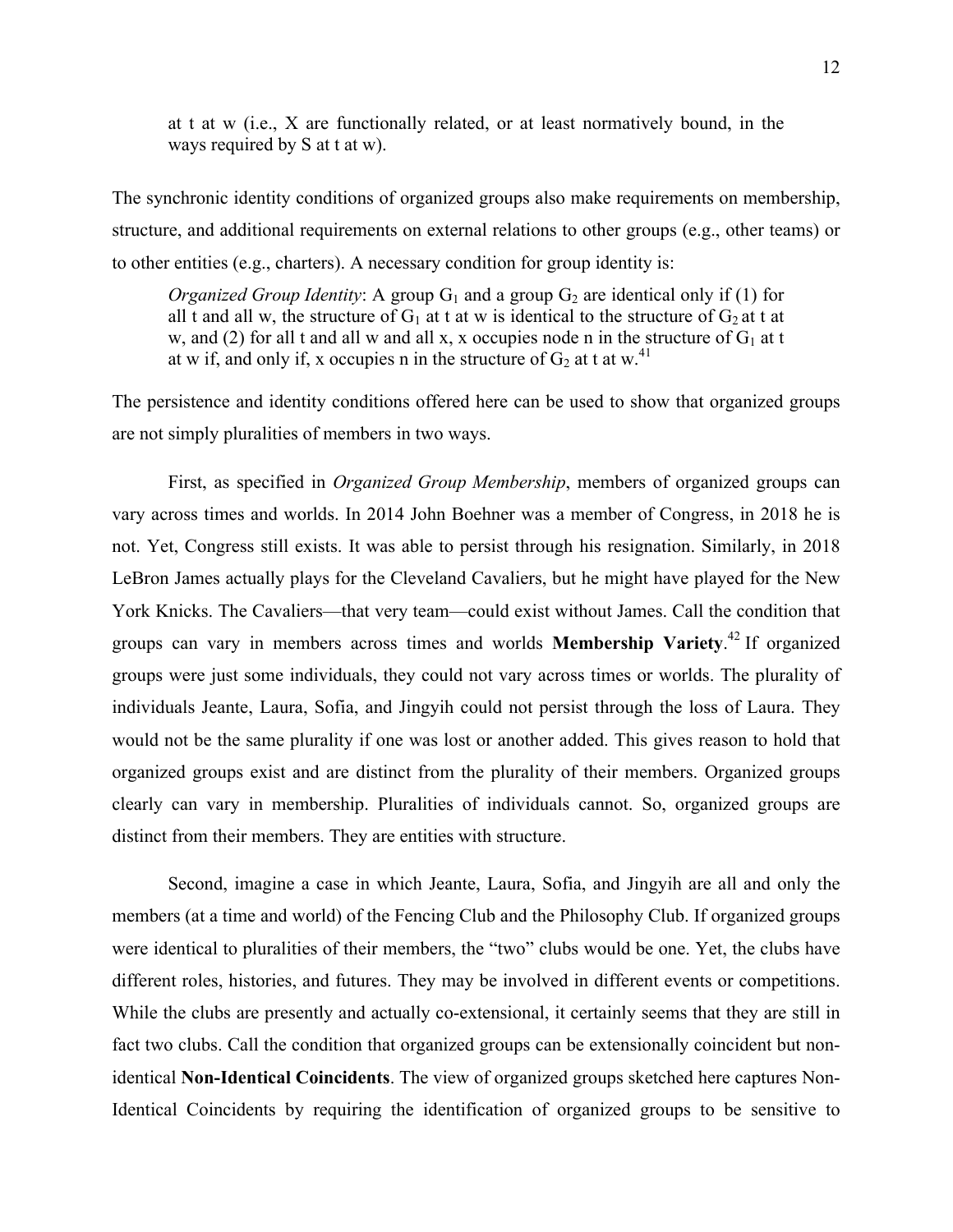> at t at w (i.e., X are functionally related, or at least normatively bound, in the ways required by S at t at w).

The synchronic identity conditions of organized groups also make requirements on membership, structure, and additional requirements on external relations to other groups (e.g., other teams) or to other entities (e.g., charters). A necessary condition for group identity is:

> *Organized Group Identity*: A group $G_1$ and a group $G_2$ are identical only if (1) for all t and all w, the structure of $G_1$ at t at w is identical to the structure of $G_2$ at t at w, and (2) for all t and all w and all x, x occupies node n in the structure of $G_1$ at t at w if, and only if, x occupies n in the structure of $G_2$ at t at w.[41]

The persistence and identity conditions offered here can be used to show that organized groups are not simply pluralities of members in two ways.

First, as specified in *Organized Group Membership*, members of organized groups can vary across times and worlds. In 2014 John Boehner was a member of Congress, in 2018 he is not. Yet, Congress still exists. It was able to persist through his resignation. Similarly, in 2018 LeBron James actually plays for the Cleveland Cavaliers, but he might have played for the New York Knicks. The Cavaliers—that very team—could exist without James. Call the condition that groups can vary in members across times and worlds **Membership Variety**.[42] If organized groups were just some individuals, they could not vary across times or worlds. The plurality of individuals Jeante, Laura, Sofia, and Jingyih could not persist through the loss of Laura. They would not be the same plurality if one was lost or another added. This gives reason to hold that organized groups exist and are distinct from the plurality of their members. Organized groups clearly can vary in membership. Pluralities of individuals cannot. So, organized groups are distinct from their members. They are entities with structure.

Second, imagine a case in which Jeante, Laura, Sofia, and Jingyih are all and only the members (at a time and world) of the Fencing Club and the Philosophy Club. If organized groups were identical to pluralities of their members, the "two" clubs would be one. Yet, the clubs have different roles, histories, and futures. They may be involved in different events or competitions. While the clubs are presently and actually co-extensional, it certainly seems that they are still in fact two clubs. Call the condition that organized groups can be extensionally coincident but non-identical **Non-Identical Coincidents**. The view of organized groups sketched here captures Non-Identical Coincidents by requiring the identification of organized groups to be sensitive to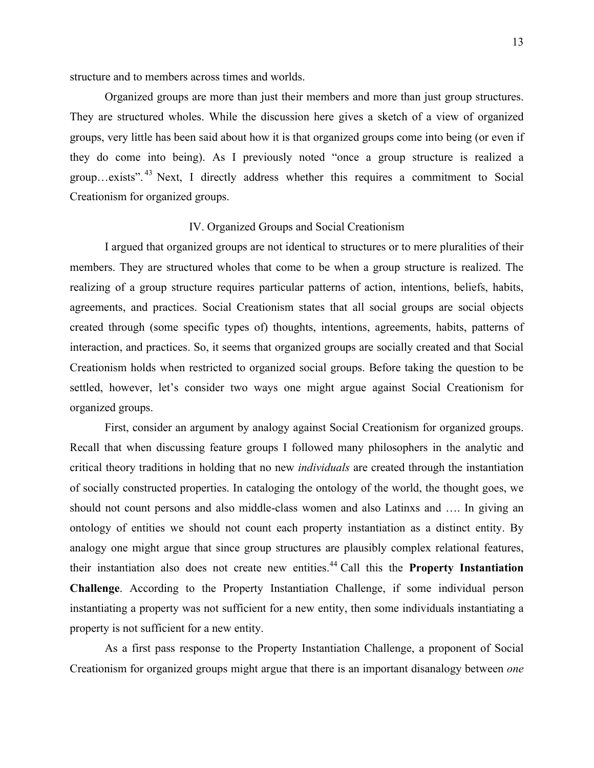structure and to members across times and worlds.

Organized groups are more than just their members and more than just group structures. They are structured wholes. While the discussion here gives a sketch of a view of organized groups, very little has been said about how it is that organized groups come into being (or even if they do come into being). As I previously noted "once a group structure is realized a group…exists".[43] Next, I directly address whether this requires a commitment to Social Creationism for organized groups.

## IV. Organized Groups and Social Creationism

I argued that organized groups are not identical to structures or to mere pluralities of their members. They are structured wholes that come to be when a group structure is realized. The realizing of a group structure requires particular patterns of action, intentions, beliefs, habits, agreements, and practices. Social Creationism states that all social groups are social objects created through (some specific types of) thoughts, intentions, agreements, habits, patterns of interaction, and practices. So, it seems that organized groups are socially created and that Social Creationism holds when restricted to organized social groups. Before taking the question to be settled, however, let's consider two ways one might argue against Social Creationism for organized groups.

First, consider an argument by analogy against Social Creationism for organized groups. Recall that when discussing feature groups I followed many philosophers in the analytic and critical theory traditions in holding that no new *individuals* are created through the instantiation of socially constructed properties. In cataloging the ontology of the world, the thought goes, we should not count persons and also middle-class women and also Latinxs and …. In giving an ontology of entities we should not count each property instantiation as a distinct entity. By analogy one might argue that since group structures are plausibly complex relational features, their instantiation also does not create new entities.[44] Call this the **Property Instantiation Challenge**. According to the Property Instantiation Challenge, if some individual person instantiating a property was not sufficient for a new entity, then some individuals instantiating a property is not sufficient for a new entity.

As a first pass response to the Property Instantiation Challenge, a proponent of Social Creationism for organized groups might argue that there is an important disanalogy between *one*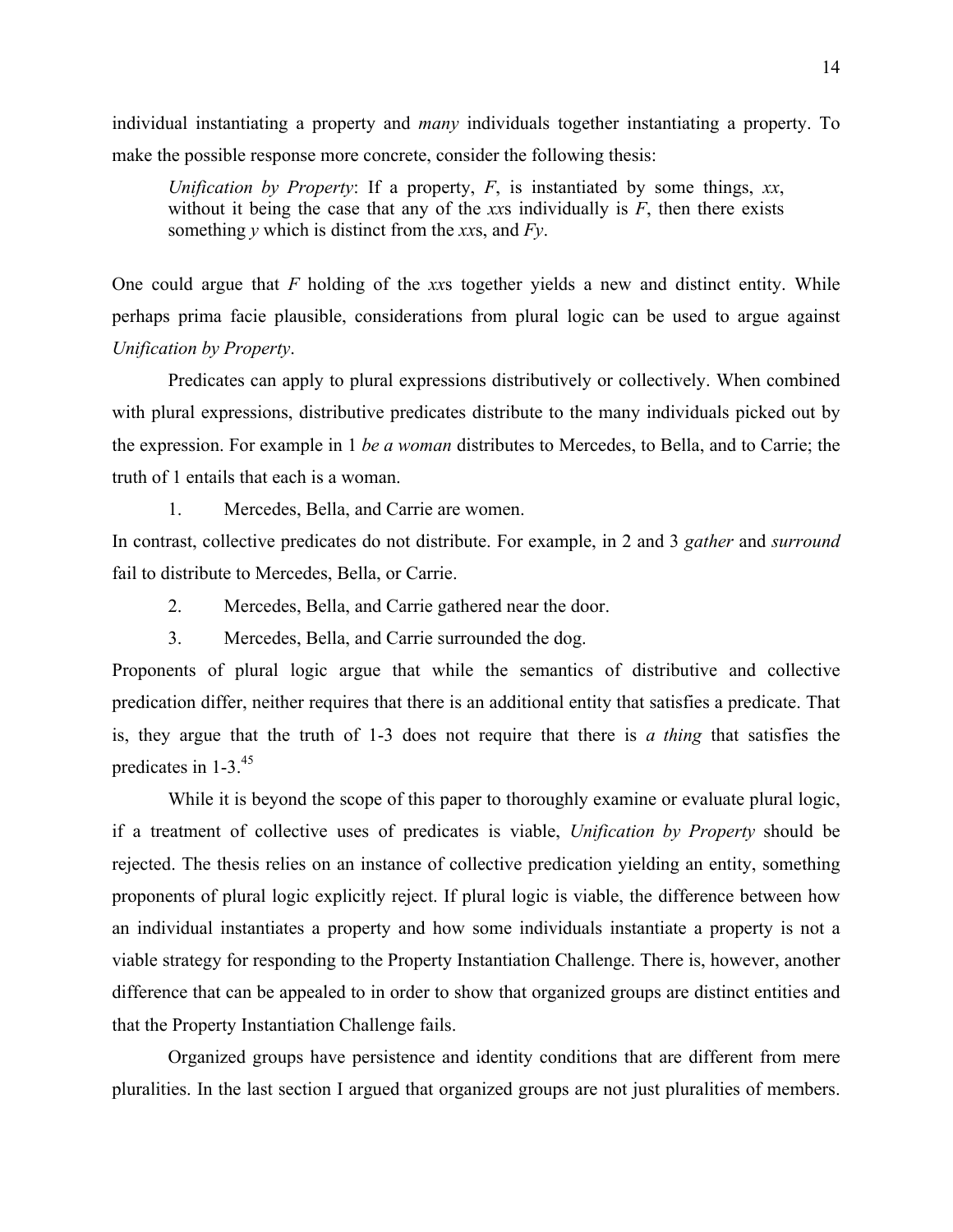individual instantiating a property and *many* individuals together instantiating a property. To make the possible response more concrete, consider the following thesis:

> *Unification by Property*: If a property, *F*, is instantiated by some things, *xx*, without it being the case that any of the *xx*s individually is *F*, then there exists something *y* which is distinct from the *xx*s, and *Fy*.

One could argue that *F* holding of the *xx*s together yields a new and distinct entity. While perhaps prima facie plausible, considerations from plural logic can be used to argue against *Unification by Property*.

Predicates can apply to plural expressions distributively or collectively. When combined with plural expressions, distributive predicates distribute to the many individuals picked out by the expression. For example in 1 *be a woman* distributes to Mercedes, to Bella, and to Carrie; the truth of 1 entails that each is a woman.

1. Mercedes, Bella, and Carrie are women.

In contrast, collective predicates do not distribute. For example, in 2 and 3 *gather* and *surround* fail to distribute to Mercedes, Bella, or Carrie.

2. Mercedes, Bella, and Carrie gathered near the door.
3. Mercedes, Bella, and Carrie surrounded the dog.

Proponents of plural logic argue that while the semantics of distributive and collective predication differ, neither requires that there is an additional entity that satisfies a predicate. That is, they argue that the truth of 1-3 does not require that there is *a thing* that satisfies the predicates in 1-3.[45]

While it is beyond the scope of this paper to thoroughly examine or evaluate plural logic, if a treatment of collective uses of predicates is viable, *Unification by Property* should be rejected. The thesis relies on an instance of collective predication yielding an entity, something proponents of plural logic explicitly reject. If plural logic is viable, the difference between how an individual instantiates a property and how some individuals instantiate a property is not a viable strategy for responding to the Property Instantiation Challenge. There is, however, another difference that can be appealed to in order to show that organized groups are distinct entities and that the Property Instantiation Challenge fails.

Organized groups have persistence and identity conditions that are different from mere pluralities. In the last section I argued that organized groups are not just pluralities of members.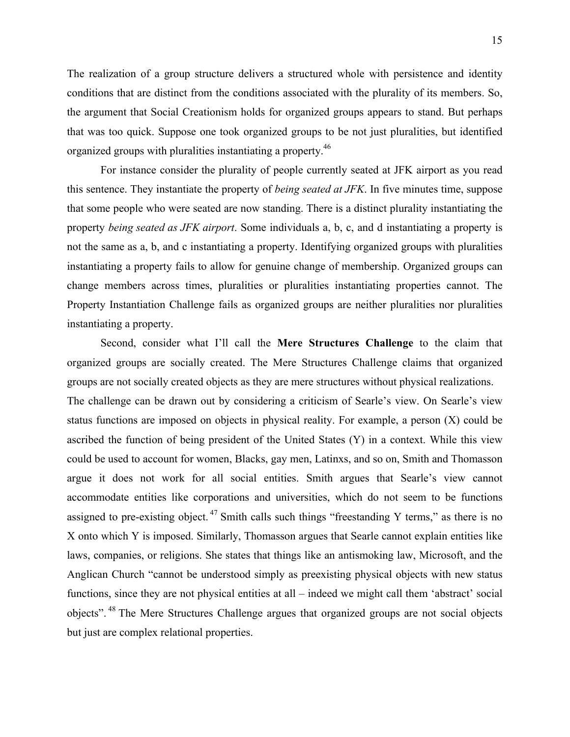The realization of a group structure delivers a structured whole with persistence and identity conditions that are distinct from the conditions associated with the plurality of its members. So, the argument that Social Creationism holds for organized groups appears to stand. But perhaps that was too quick. Suppose one took organized groups to be not just pluralities, but identified organized groups with pluralities instantiating a property.[46]

For instance consider the plurality of people currently seated at JFK airport as you read this sentence. They instantiate the property of *being seated at JFK*. In five minutes time, suppose that some people who were seated are now standing. There is a distinct plurality instantiating the property *being seated as JFK airport*. Some individuals a, b, c, and d instantiating a property is not the same as a, b, and c instantiating a property. Identifying organized groups with pluralities instantiating a property fails to allow for genuine change of membership. Organized groups can change members across times, pluralities or pluralities instantiating properties cannot. The Property Instantiation Challenge fails as organized groups are neither pluralities nor pluralities instantiating a property.

Second, consider what I'll call the **Mere Structures Challenge** to the claim that organized groups are socially created. The Mere Structures Challenge claims that organized groups are not socially created objects as they are mere structures without physical realizations. The challenge can be drawn out by considering a criticism of Searle's view. On Searle's view status functions are imposed on objects in physical reality. For example, a person (X) could be ascribed the function of being president of the United States (Y) in a context. While this view could be used to account for women, Blacks, gay men, Latinxs, and so on, Smith and Thomasson argue it does not work for all social entities. Smith argues that Searle's view cannot accommodate entities like corporations and universities, which do not seem to be functions assigned to pre-existing object.[47] Smith calls such things "freestanding Y terms," as there is no X onto which Y is imposed. Similarly, Thomasson argues that Searle cannot explain entities like laws, companies, or religions. She states that things like an antismoking law, Microsoft, and the Anglican Church "cannot be understood simply as preexisting physical objects with new status functions, since they are not physical entities at all – indeed we might call them 'abstract' social objects".[48] The Mere Structures Challenge argues that organized groups are not social objects but just are complex relational properties.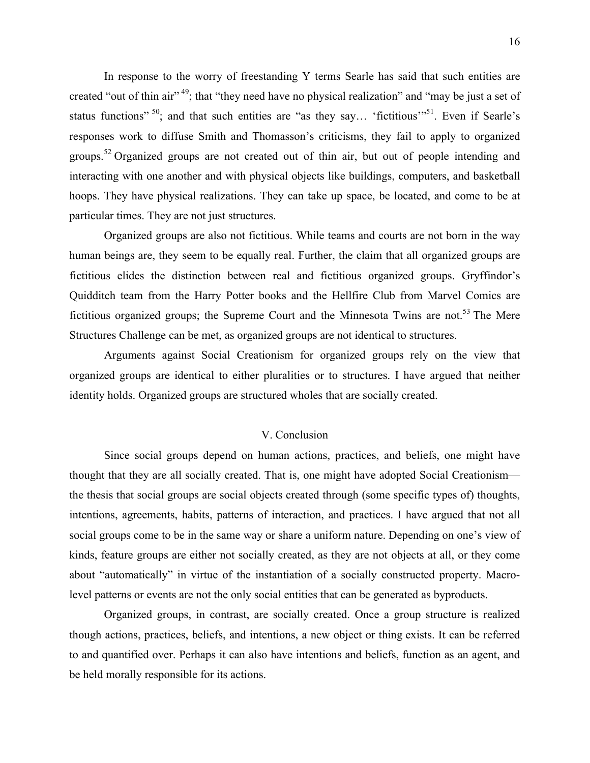In response to the worry of freestanding Y terms Searle has said that such entities are created "out of thin air"[49]; that "they need have no physical realization" and "may be just a set of status functions"[50]; and that such entities are "as they say… 'fictitious'"[51]. Even if Searle's responses work to diffuse Smith and Thomasson's criticisms, they fail to apply to organized groups.[52] Organized groups are not created out of thin air, but out of people intending and interacting with one another and with physical objects like buildings, computers, and basketball hoops. They have physical realizations. They can take up space, be located, and come to be at particular times. They are not just structures.

Organized groups are also not fictitious. While teams and courts are not born in the way human beings are, they seem to be equally real. Further, the claim that all organized groups are fictitious elides the distinction between real and fictitious organized groups. Gryffindor's Quidditch team from the Harry Potter books and the Hellfire Club from Marvel Comics are fictitious organized groups; the Supreme Court and the Minnesota Twins are not.[53] The Mere Structures Challenge can be met, as organized groups are not identical to structures.

Arguments against Social Creationism for organized groups rely on the view that organized groups are identical to either pluralities or to structures. I have argued that neither identity holds. Organized groups are structured wholes that are socially created.

## V. Conclusion

Since social groups depend on human actions, practices, and beliefs, one might have thought that they are all socially created. That is, one might have adopted Social Creationism—the thesis that social groups are social objects created through (some specific types of) thoughts, intentions, agreements, habits, patterns of interaction, and practices. I have argued that not all social groups come to be in the same way or share a uniform nature. Depending on one's view of kinds, feature groups are either not socially created, as they are not objects at all, or they come about "automatically" in virtue of the instantiation of a socially constructed property. Macro-level patterns or events are not the only social entities that can be generated as byproducts.

Organized groups, in contrast, are socially created. Once a group structure is realized though actions, practices, beliefs, and intentions, a new object or thing exists. It can be referred to and quantified over. Perhaps it can also have intentions and beliefs, function as an agent, and be held morally responsible for its actions.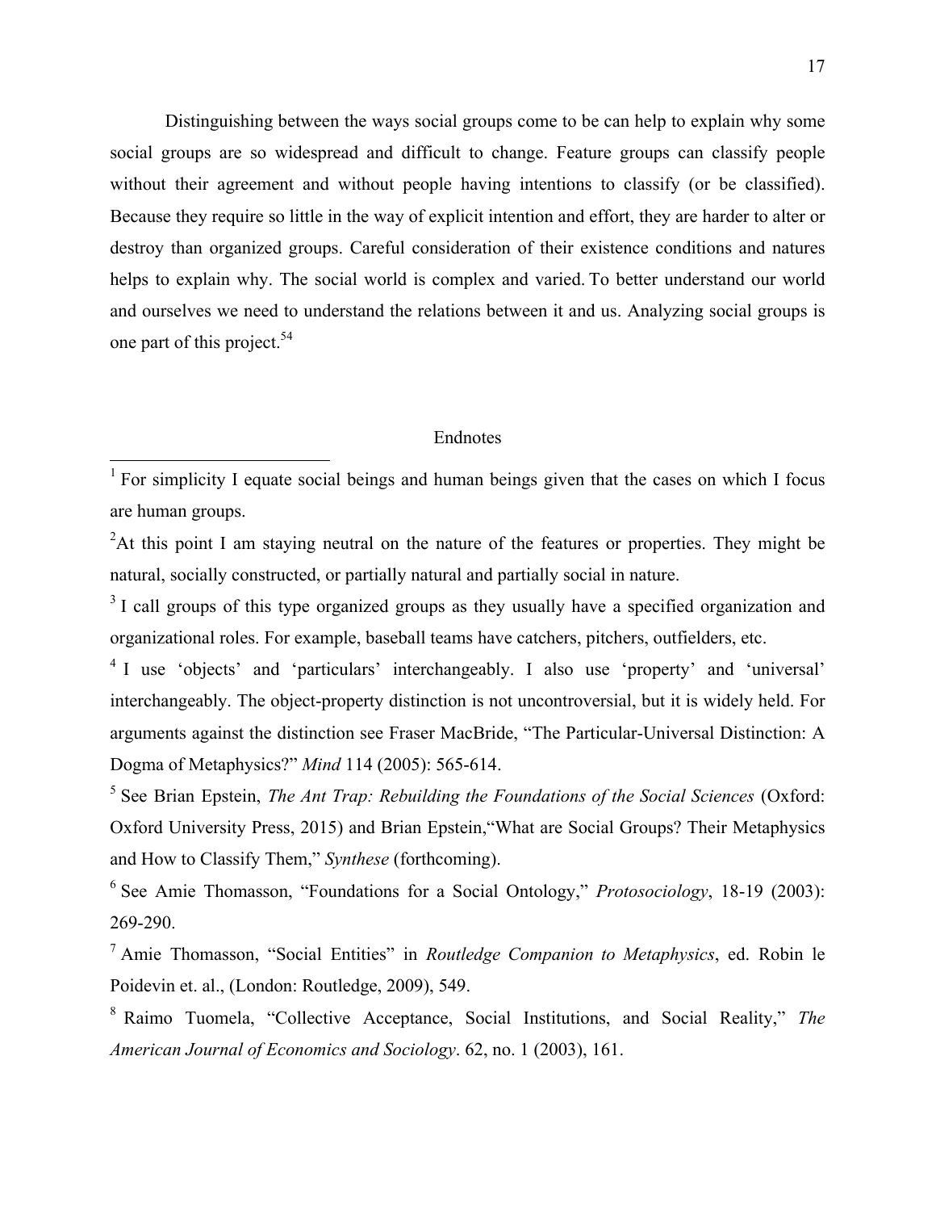Distinguishing between the ways social groups come to be can help to explain why some social groups are so widespread and difficult to change. Feature groups can classify people without their agreement and without people having intentions to classify (or be classified). Because they require so little in the way of explicit intention and effort, they are harder to alter or destroy than organized groups. Careful consideration of their existence conditions and natures helps to explain why. The social world is complex and varied. To better understand our world and ourselves we need to understand the relations between it and us. Analyzing social groups is one part of this project.[54]

## Endnotes

[1] For simplicity I equate social beings and human beings given that the cases on which I focus are human groups.

[2] At this point I am staying neutral on the nature of the features or properties. They might be natural, socially constructed, or partially natural and partially social in nature.

[3] I call groups of this type organized groups as they usually have a specified organization and organizational roles. For example, baseball teams have catchers, pitchers, outfielders, etc.

[4] I use 'objects' and 'particulars' interchangeably. I also use 'property' and 'universal' interchangeably. The object-property distinction is not uncontroversial, but it is widely held. For arguments against the distinction see Fraser MacBride, "The Particular-Universal Distinction: A Dogma of Metaphysics?" *Mind* 114 (2005): 565-614.

[5] See Brian Epstein, *The Ant Trap: Rebuilding the Foundations of the Social Sciences* (Oxford: Oxford University Press, 2015) and Brian Epstein,"What are Social Groups? Their Metaphysics and How to Classify Them," *Synthese* (forthcoming).

[6] See Amie Thomasson, "Foundations for a Social Ontology," *Protosociology*, 18-19 (2003): 269-290.

[7] Amie Thomasson, "Social Entities" in *Routledge Companion to Metaphysics*, ed. Robin le Poidevin et. al., (London: Routledge, 2009), 549.

[8] Raimo Tuomela, "Collective Acceptance, Social Institutions, and Social Reality," *The American Journal of Economics and Sociology*. 62, no. 1 (2003), 161.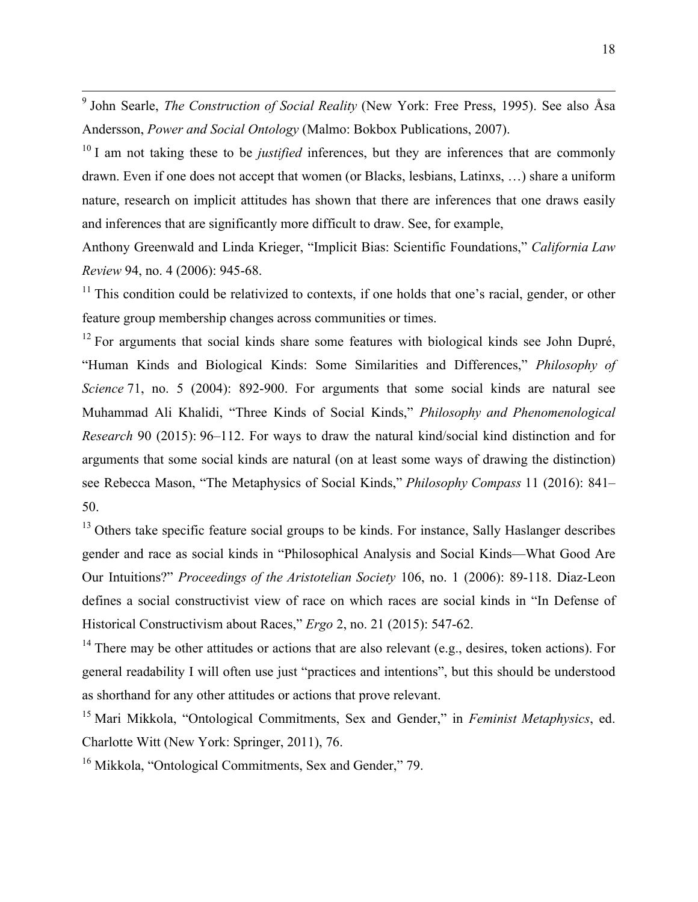[9] John Searle, *The Construction of Social Reality* (New York: Free Press, 1995). See also Åsa Andersson, *Power and Social Ontology* (Malmo: Bokbox Publications, 2007).

[10] I am not taking these to be *justified* inferences, but they are inferences that are commonly drawn. Even if one does not accept that women (or Blacks, lesbians, Latinxs, …) share a uniform nature, research on implicit attitudes has shown that there are inferences that one draws easily and inferences that are significantly more difficult to draw. See, for example,
Anthony Greenwald and Linda Krieger, "Implicit Bias: Scientific Foundations," *California Law Review* 94, no. 4 (2006): 945-68.

[11] This condition could be relativized to contexts, if one holds that one's racial, gender, or other feature group membership changes across communities or times.

[12] For arguments that social kinds share some features with biological kinds see John Dupré, "Human Kinds and Biological Kinds: Some Similarities and Differences," *Philosophy of Science* 71, no. 5 (2004): 892-900. For arguments that some social kinds are natural see Muhammad Ali Khalidi, "Three Kinds of Social Kinds," *Philosophy and Phenomenological Research* 90 (2015): 96–112. For ways to draw the natural kind/social kind distinction and for arguments that some social kinds are natural (on at least some ways of drawing the distinction) see Rebecca Mason, "The Metaphysics of Social Kinds," *Philosophy Compass* 11 (2016): 841–50.

[13] Others take specific feature social groups to be kinds. For instance, Sally Haslanger describes gender and race as social kinds in "Philosophical Analysis and Social Kinds—What Good Are Our Intuitions?" *Proceedings of the Aristotelian Society* 106, no. 1 (2006): 89-118. Diaz-Leon defines a social constructivist view of race on which races are social kinds in "In Defense of Historical Constructivism about Races," *Ergo* 2, no. 21 (2015): 547-62.

[14] There may be other attitudes or actions that are also relevant (e.g., desires, token actions). For general readability I will often use just "practices and intentions", but this should be understood as shorthand for any other attitudes or actions that prove relevant.

[15] Mari Mikkola, "Ontological Commitments, Sex and Gender," in *Feminist Metaphysics*, ed. Charlotte Witt (New York: Springer, 2011), 76.

[16] Mikkola, "Ontological Commitments, Sex and Gender," 79.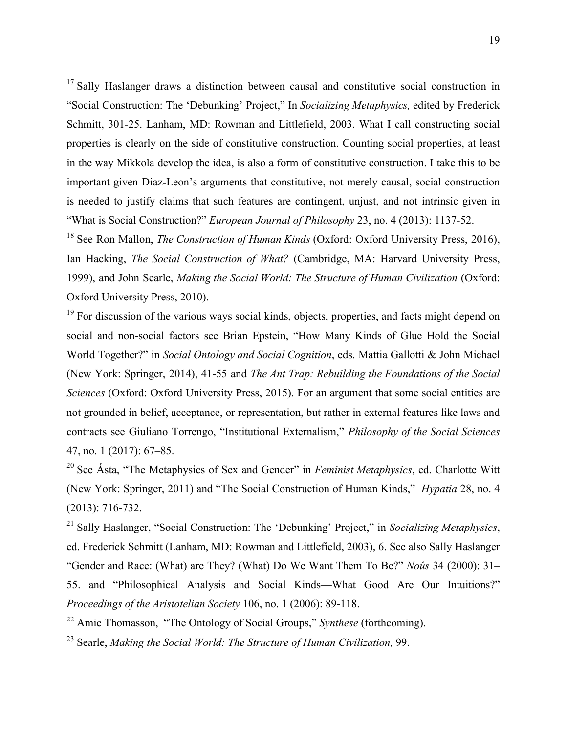[17] Sally Haslanger draws a distinction between causal and constitutive social construction in "Social Construction: The 'Debunking' Project," In *Socializing Metaphysics,* edited by Frederick Schmitt, 301-25. Lanham, MD: Rowman and Littlefield, 2003. What I call constructing social properties is clearly on the side of constitutive construction. Counting social properties, at least in the way Mikkola develop the idea, is also a form of constitutive construction. I take this to be important given Diaz-Leon's arguments that constitutive, not merely causal, social construction is needed to justify claims that such features are contingent, unjust, and not intrinsic given in "What is Social Construction?" *European Journal of Philosophy* 23, no. 4 (2013): 1137-52.

[18] See Ron Mallon, *The Construction of Human Kinds* (Oxford: Oxford University Press, 2016), Ian Hacking, *The Social Construction of What?* (Cambridge, MA: Harvard University Press, 1999), and John Searle, *Making the Social World: The Structure of Human Civilization* (Oxford: Oxford University Press, 2010).

[19] For discussion of the various ways social kinds, objects, properties, and facts might depend on social and non-social factors see Brian Epstein, "How Many Kinds of Glue Hold the Social World Together?" in *Social Ontology and Social Cognition*, eds. Mattia Gallotti & John Michael (New York: Springer, 2014), 41-55 and *The Ant Trap: Rebuilding the Foundations of the Social Sciences* (Oxford: Oxford University Press, 2015). For an argument that some social entities are not grounded in belief, acceptance, or representation, but rather in external features like laws and contracts see Giuliano Torrengo, "Institutional Externalism," *Philosophy of the Social Sciences* 47, no. 1 (2017): 67–85.

[20] See Ásta, "The Metaphysics of Sex and Gender" in *Feminist Metaphysics*, ed. Charlotte Witt (New York: Springer, 2011) and "The Social Construction of Human Kinds," *Hypatia* 28, no. 4 (2013): 716-732.

[21] Sally Haslanger, "Social Construction: The 'Debunking' Project," in *Socializing Metaphysics*, ed. Frederick Schmitt (Lanham, MD: Rowman and Littlefield, 2003), 6. See also Sally Haslanger "Gender and Race: (What) are They? (What) Do We Want Them To Be?" *Noûs* 34 (2000): 31–55. and "Philosophical Analysis and Social Kinds—What Good Are Our Intuitions?" *Proceedings of the Aristotelian Society* 106, no. 1 (2006): 89-118.

[22] Amie Thomasson, "The Ontology of Social Groups," *Synthese* (forthcoming).

[23] Searle, *Making the Social World: The Structure of Human Civilization,* 99.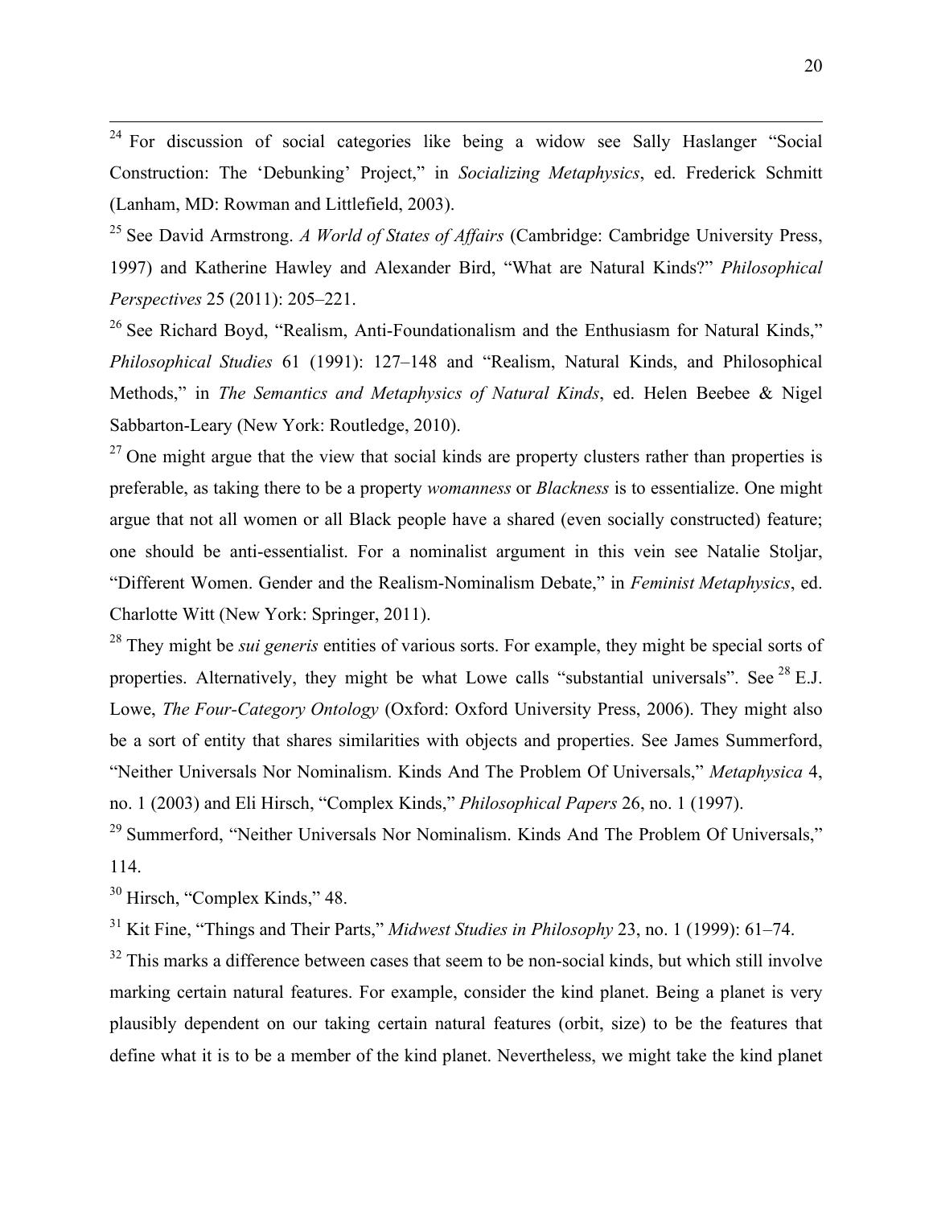[24] For discussion of social categories like being a widow see Sally Haslanger "Social Construction: The 'Debunking' Project," in *Socializing Metaphysics*, ed. Frederick Schmitt (Lanham, MD: Rowman and Littlefield, 2003).

[25] See David Armstrong. *A World of States of Affairs* (Cambridge: Cambridge University Press, 1997) and Katherine Hawley and Alexander Bird, "What are Natural Kinds?" *Philosophical Perspectives* 25 (2011): 205–221.

[26] See Richard Boyd, "Realism, Anti-Foundationalism and the Enthusiasm for Natural Kinds," *Philosophical Studies* 61 (1991): 127–148 and "Realism, Natural Kinds, and Philosophical Methods," in *The Semantics and Metaphysics of Natural Kinds*, ed. Helen Beebee & Nigel Sabbarton-Leary (New York: Routledge, 2010).

[27] One might argue that the view that social kinds are property clusters rather than properties is preferable, as taking there to be a property *womanness* or *Blackness* is to essentialize. One might argue that not all women or all Black people have a shared (even socially constructed) feature; one should be anti-essentialist. For a nominalist argument in this vein see Natalie Stoljar, "Different Women. Gender and the Realism-Nominalism Debate," in *Feminist Metaphysics*, ed. Charlotte Witt (New York: Springer, 2011).

[28] They might be *sui generis* entities of various sorts. For example, they might be special sorts of properties. Alternatively, they might be what Lowe calls "substantial universals". See [28] E.J. Lowe, *The Four-Category Ontology* (Oxford: Oxford University Press, 2006). They might also be a sort of entity that shares similarities with objects and properties. See James Summerford, "Neither Universals Nor Nominalism. Kinds And The Problem Of Universals," *Metaphysica* 4, no. 1 (2003) and Eli Hirsch, "Complex Kinds," *Philosophical Papers* 26, no. 1 (1997).

[29] Summerford, "Neither Universals Nor Nominalism. Kinds And The Problem Of Universals," 114.

[30] Hirsch, "Complex Kinds," 48.

[31] Kit Fine, "Things and Their Parts," *Midwest Studies in Philosophy* 23, no. 1 (1999): 61–74.

[32] This marks a difference between cases that seem to be non-social kinds, but which still involve marking certain natural features. For example, consider the kind planet. Being a planet is very plausibly dependent on our taking certain natural features (orbit, size) to be the features that define what it is to be a member of the kind planet. Nevertheless, we might take the kind planet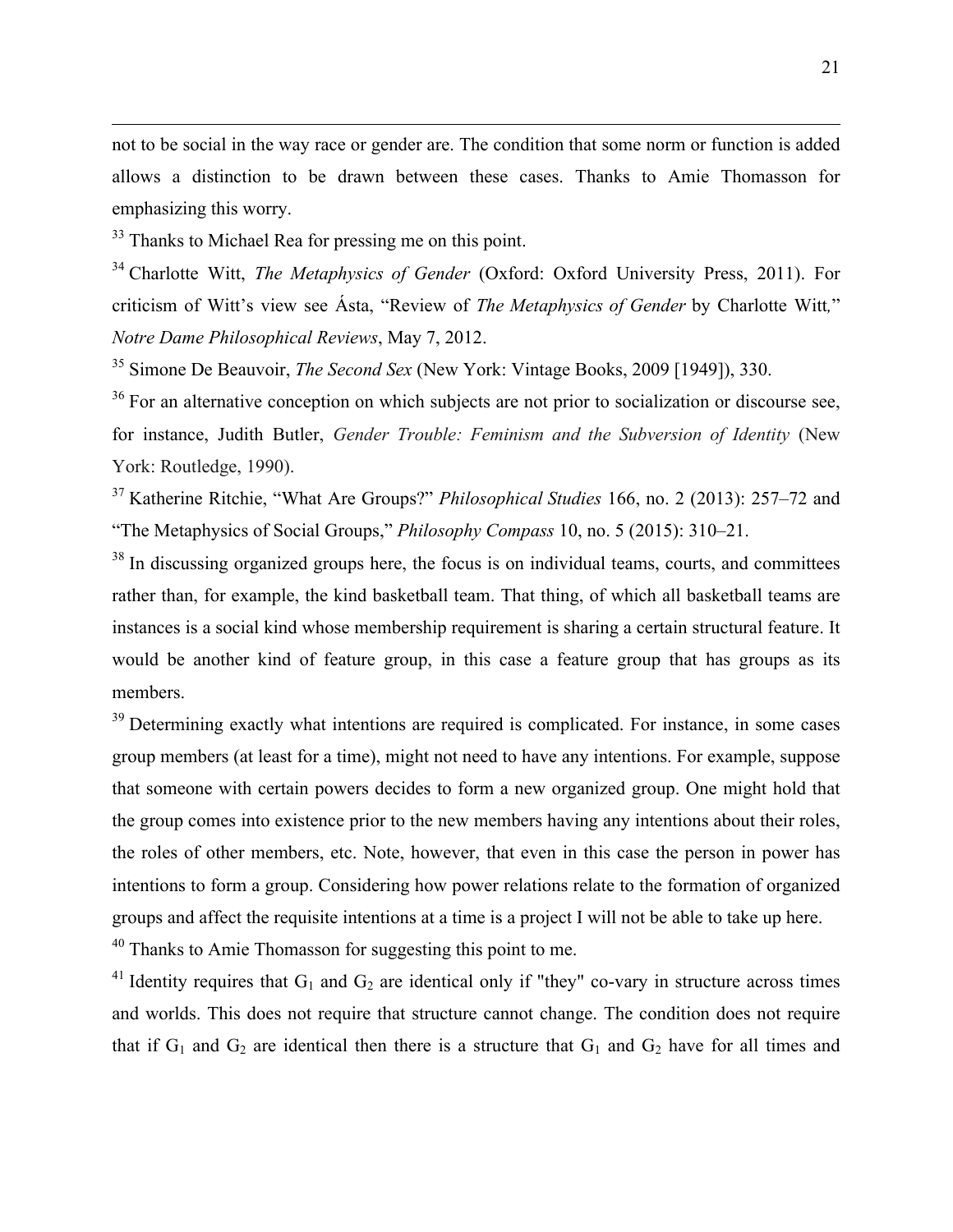not to be social in the way race or gender are. The condition that some norm or function is added allows a distinction to be drawn between these cases. Thanks to Amie Thomasson for emphasizing this worry.

[33] Thanks to Michael Rea for pressing me on this point.

[34] Charlotte Witt, *The Metaphysics of Gender* (Oxford: Oxford University Press, 2011). For criticism of Witt's view see Ásta, "Review of *The Metaphysics of Gender* by Charlotte Witt," *Notre Dame Philosophical Reviews*, May 7, 2012.

[35] Simone De Beauvoir, *The Second Sex* (New York: Vintage Books, 2009 [1949]), 330.

[36] For an alternative conception on which subjects are not prior to socialization or discourse see, for instance, Judith Butler, *Gender Trouble: Feminism and the Subversion of Identity* (New York: Routledge, 1990).

[37] Katherine Ritchie, "What Are Groups?" *Philosophical Studies* 166, no. 2 (2013): 257–72 and "The Metaphysics of Social Groups," *Philosophy Compass* 10, no. 5 (2015): 310–21.

[38] In discussing organized groups here, the focus is on individual teams, courts, and committees rather than, for example, the kind basketball team. That thing, of which all basketball teams are instances is a social kind whose membership requirement is sharing a certain structural feature. It would be another kind of feature group, in this case a feature group that has groups as its members.

[39] Determining exactly what intentions are required is complicated. For instance, in some cases group members (at least for a time), might not need to have any intentions. For example, suppose that someone with certain powers decides to form a new organized group. One might hold that the group comes into existence prior to the new members having any intentions about their roles, the roles of other members, etc. Note, however, that even in this case the person in power has intentions to form a group. Considering how power relations relate to the formation of organized groups and affect the requisite intentions at a time is a project I will not be able to take up here.

[40] Thanks to Amie Thomasson for suggesting this point to me.

[41] Identity requires that $G_1$ and $G_2$ are identical only if "they" co-vary in structure across times and worlds. This does not require that structure cannot change. The condition does not require that if $G_1$ and $G_2$ are identical then there is a structure that $G_1$ and $G_2$ have for all times and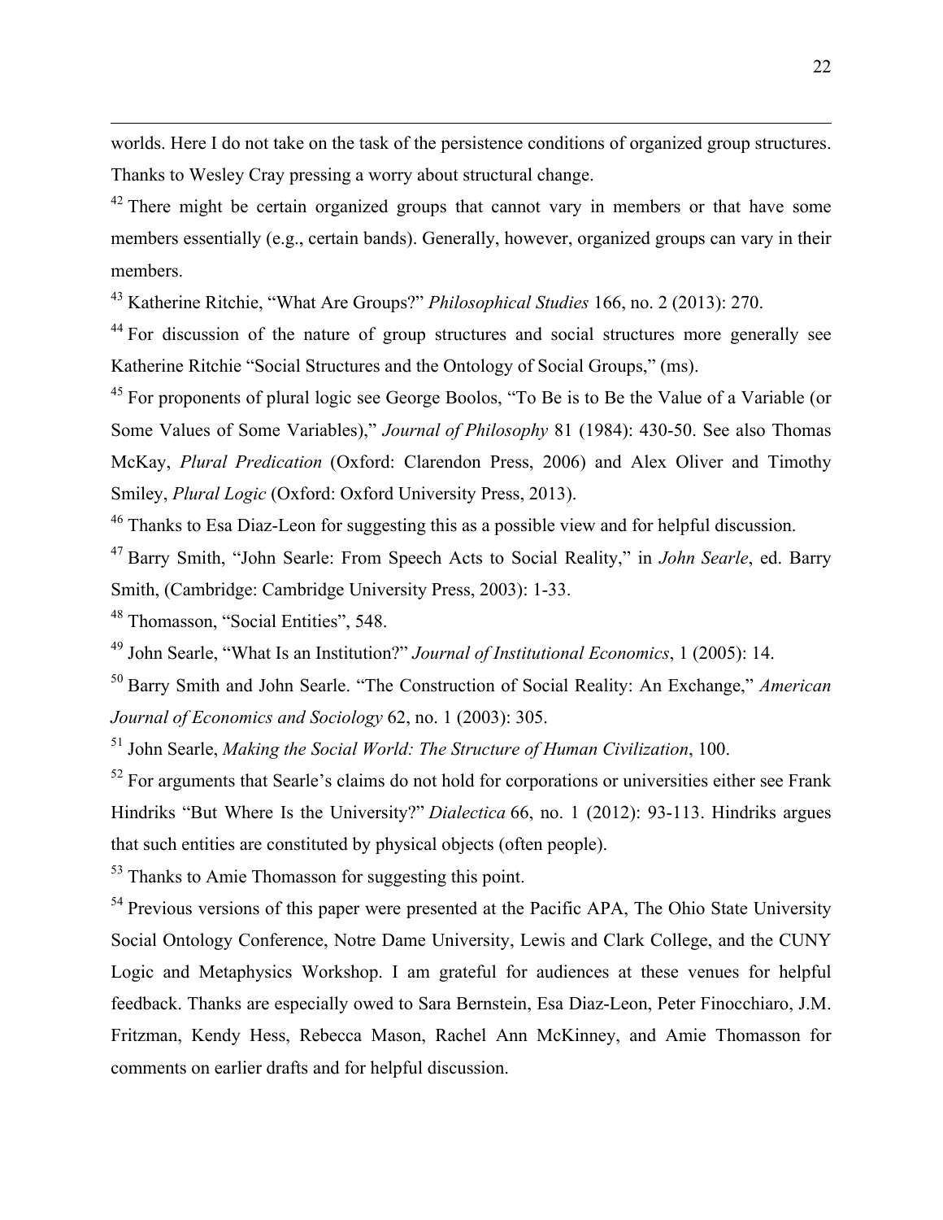worlds. Here I do not take on the task of the persistence conditions of organized group structures. Thanks to Wesley Cray pressing a worry about structural change.

[42] There might be certain organized groups that cannot vary in members or that have some members essentially (e.g., certain bands). Generally, however, organized groups can vary in their members.

[43] Katherine Ritchie, "What Are Groups?" *Philosophical Studies* 166, no. 2 (2013): 270.

[44] For discussion of the nature of group structures and social structures more generally see Katherine Ritchie "Social Structures and the Ontology of Social Groups," (ms).

[45] For proponents of plural logic see George Boolos, "To Be is to Be the Value of a Variable (or Some Values of Some Variables)," *Journal of Philosophy* 81 (1984): 430-50. See also Thomas McKay, *Plural Predication* (Oxford: Clarendon Press, 2006) and Alex Oliver and Timothy Smiley, *Plural Logic* (Oxford: Oxford University Press, 2013).

[46] Thanks to Esa Diaz-Leon for suggesting this as a possible view and for helpful discussion.

[47] Barry Smith, "John Searle: From Speech Acts to Social Reality," in *John Searle*, ed. Barry Smith, (Cambridge: Cambridge University Press, 2003): 1-33.

[48] Thomasson, "Social Entities", 548.

[49] John Searle, "What Is an Institution?" *Journal of Institutional Economics*, 1 (2005): 14.

[50] Barry Smith and John Searle. "The Construction of Social Reality: An Exchange," *American Journal of Economics and Sociology* 62, no. 1 (2003): 305.

[51] John Searle, *Making the Social World: The Structure of Human Civilization*, 100.

[52] For arguments that Searle's claims do not hold for corporations or universities either see Frank Hindriks "But Where Is the University?" *Dialectica* 66, no. 1 (2012): 93-113. Hindriks argues that such entities are constituted by physical objects (often people).

[53] Thanks to Amie Thomasson for suggesting this point.

[54] Previous versions of this paper were presented at the Pacific APA, The Ohio State University Social Ontology Conference, Notre Dame University, Lewis and Clark College, and the CUNY Logic and Metaphysics Workshop. I am grateful for audiences at these venues for helpful feedback. Thanks are especially owed to Sara Bernstein, Esa Diaz-Leon, Peter Finocchiaro, J.M. Fritzman, Kendy Hess, Rebecca Mason, Rachel Ann McKinney, and Amie Thomasson for comments on earlier drafts and for helpful discussion.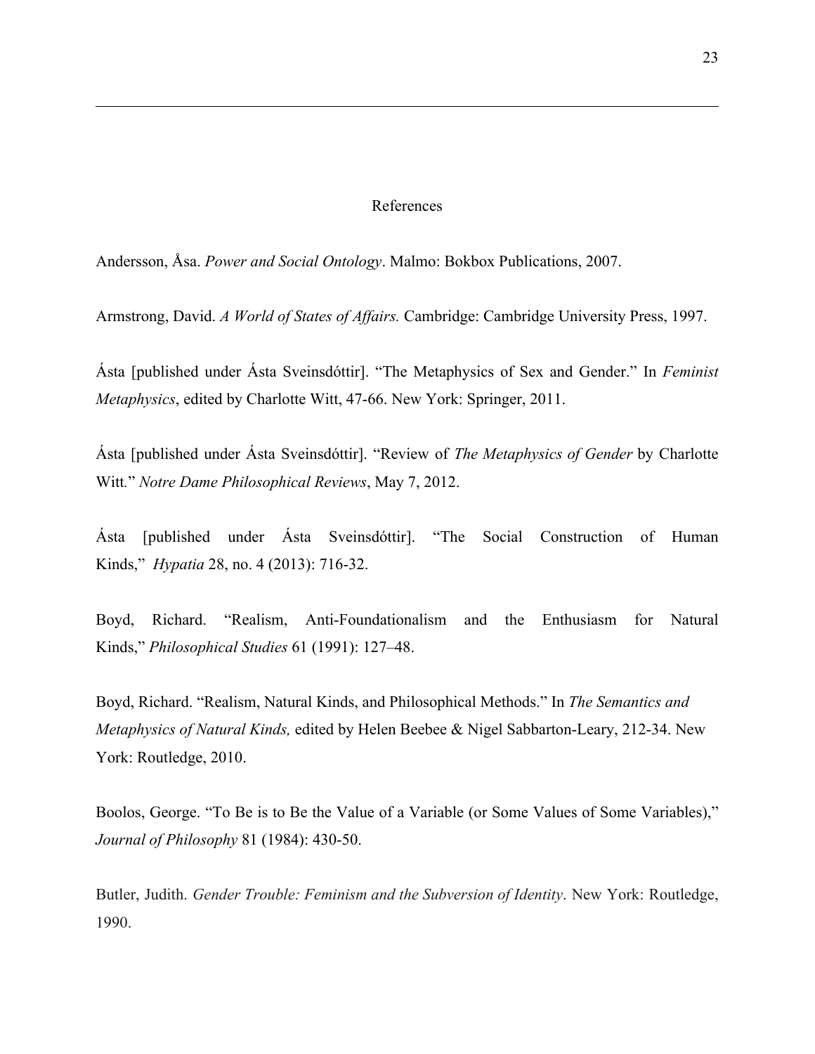## References

Andersson, Åsa. *Power and Social Ontology*. Malmo: Bokbox Publications, 2007.

Armstrong, David. *A World of States of Affairs.* Cambridge: Cambridge University Press, 1997.

Ásta [published under Ásta Sveinsdóttir]. "The Metaphysics of Sex and Gender." In *Feminist Metaphysics*, edited by Charlotte Witt, 47-66. New York: Springer, 2011.

Ásta [published under Ásta Sveinsdóttir]. "Review of *The Metaphysics of Gender* by Charlotte Witt." *Notre Dame Philosophical Reviews*, May 7, 2012.

Ásta [published under Ásta Sveinsdóttir]. "The Social Construction of Human Kinds," *Hypatia* 28, no. 4 (2013): 716-32.

Boyd, Richard. "Realism, Anti-Foundationalism and the Enthusiasm for Natural Kinds," *Philosophical Studies* 61 (1991): 127–48.

Boyd, Richard. "Realism, Natural Kinds, and Philosophical Methods." In *The Semantics and Metaphysics of Natural Kinds,* edited by Helen Beebee & Nigel Sabbarton-Leary, 212-34. New York: Routledge, 2010.

Boolos, George. "To Be is to Be the Value of a Variable (or Some Values of Some Variables)," *Journal of Philosophy* 81 (1984): 430-50.

Butler, Judith. *Gender Trouble: Feminism and the Subversion of Identity*. New York: Routledge, 1990.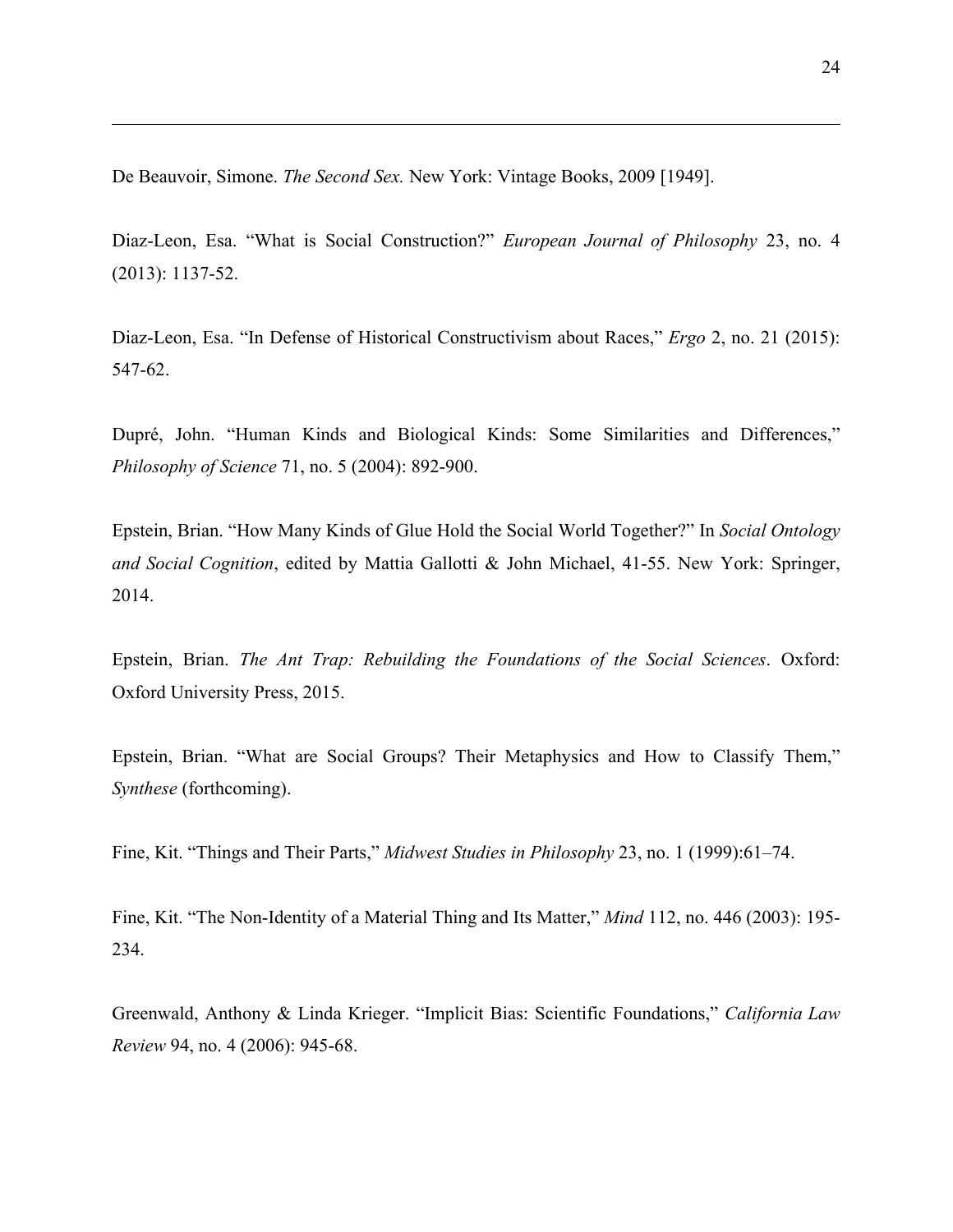De Beauvoir, Simone. *The Second Sex.* New York: Vintage Books, 2009 [1949].

Diaz-Leon, Esa. "What is Social Construction?" *European Journal of Philosophy* 23, no. 4 (2013): 1137-52.

Diaz-Leon, Esa. "In Defense of Historical Constructivism about Races," *Ergo* 2, no. 21 (2015): 547-62.

Dupré, John. "Human Kinds and Biological Kinds: Some Similarities and Differences," *Philosophy of Science* 71, no. 5 (2004): 892-900.

Epstein, Brian. "How Many Kinds of Glue Hold the Social World Together?" In *Social Ontology and Social Cognition*, edited by Mattia Gallotti & John Michael, 41-55. New York: Springer, 2014.

Epstein, Brian. *The Ant Trap: Rebuilding the Foundations of the Social Sciences*. Oxford: Oxford University Press, 2015.

Epstein, Brian. "What are Social Groups? Their Metaphysics and How to Classify Them," *Synthese* (forthcoming).

Fine, Kit. "Things and Their Parts," *Midwest Studies in Philosophy* 23, no. 1 (1999):61–74.

Fine, Kit. "The Non-Identity of a Material Thing and Its Matter," *Mind* 112, no. 446 (2003): 195-234.

Greenwald, Anthony & Linda Krieger. "Implicit Bias: Scientific Foundations," *California Law Review* 94, no. 4 (2006): 945-68.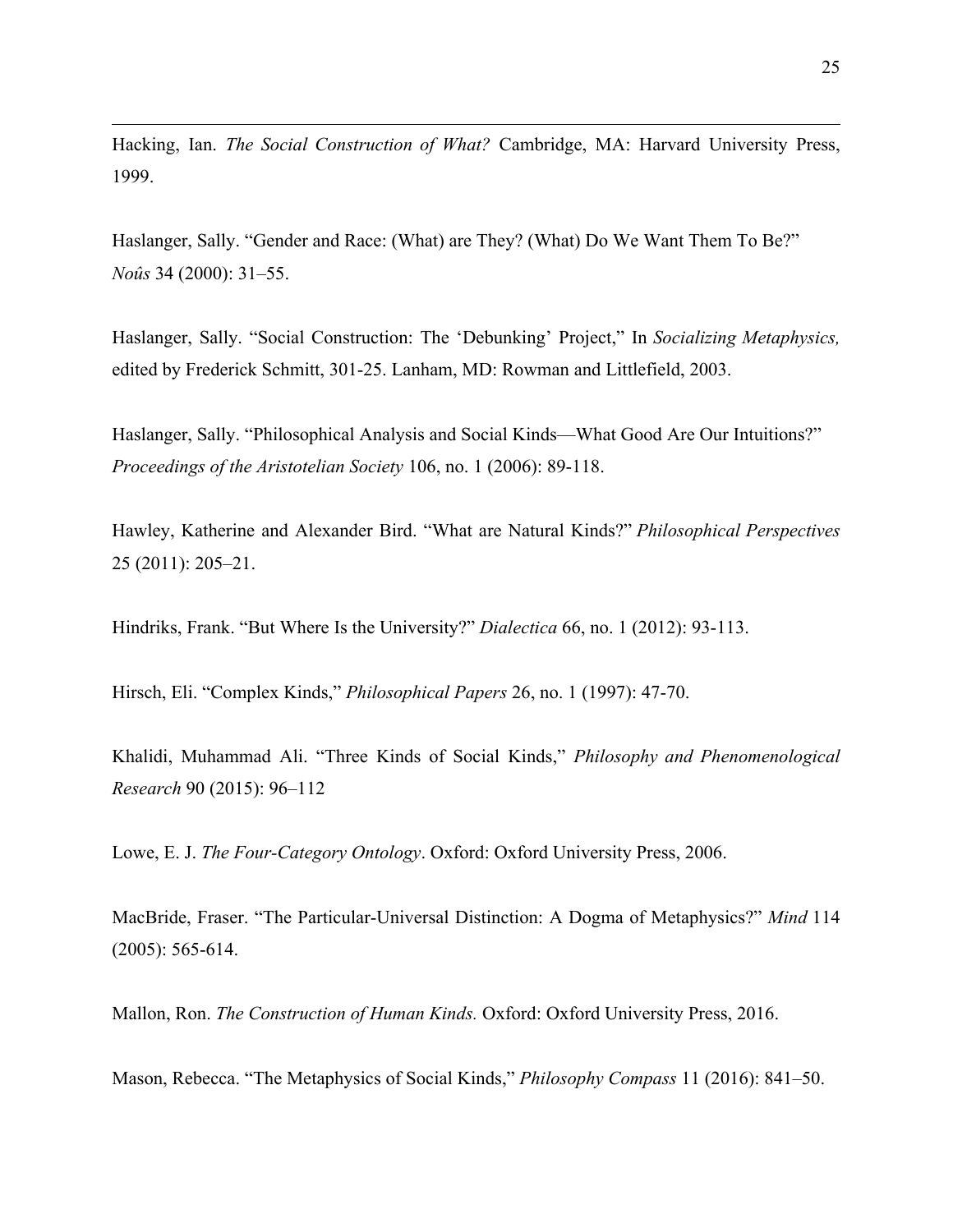Hacking, Ian. *The Social Construction of What?* Cambridge, MA: Harvard University Press, 1999.

Haslanger, Sally. "Gender and Race: (What) are They? (What) Do We Want Them To Be?" *Noûs* 34 (2000): 31–55.

Haslanger, Sally. "Social Construction: The 'Debunking' Project," In *Socializing Metaphysics,* edited by Frederick Schmitt, 301-25. Lanham, MD: Rowman and Littlefield, 2003.

Haslanger, Sally. "Philosophical Analysis and Social Kinds—What Good Are Our Intuitions?" *Proceedings of the Aristotelian Society* 106, no. 1 (2006): 89-118.

Hawley, Katherine and Alexander Bird. "What are Natural Kinds?" *Philosophical Perspectives* 25 (2011): 205–21.

Hindriks, Frank. "But Where Is the University?" *Dialectica* 66, no. 1 (2012): 93-113.

Hirsch, Eli. "Complex Kinds," *Philosophical Papers* 26, no. 1 (1997): 47-70.

Khalidi, Muhammad Ali. "Three Kinds of Social Kinds," *Philosophy and Phenomenological Research* 90 (2015): 96–112

Lowe, E. J. *The Four-Category Ontology*. Oxford: Oxford University Press, 2006.

MacBride, Fraser. "The Particular-Universal Distinction: A Dogma of Metaphysics?" *Mind* 114 (2005): 565-614.

Mallon, Ron. *The Construction of Human Kinds.* Oxford: Oxford University Press, 2016.

Mason, Rebecca. "The Metaphysics of Social Kinds," *Philosophy Compass* 11 (2016): 841–50.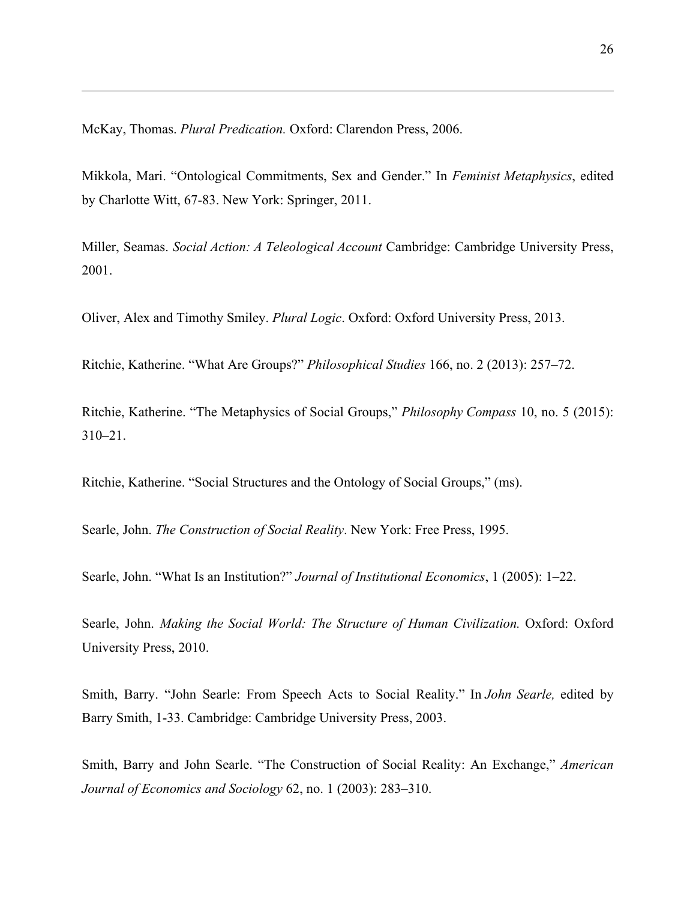McKay, Thomas. *Plural Predication.* Oxford: Clarendon Press, 2006.

Mikkola, Mari. "Ontological Commitments, Sex and Gender." In *Feminist Metaphysics*, edited by Charlotte Witt, 67-83. New York: Springer, 2011.

Miller, Seamas. *Social Action: A Teleological Account* Cambridge: Cambridge University Press, 2001.

Oliver, Alex and Timothy Smiley. *Plural Logic*. Oxford: Oxford University Press, 2013.

Ritchie, Katherine. "What Are Groups?" *Philosophical Studies* 166, no. 2 (2013): 257–72.

Ritchie, Katherine. "The Metaphysics of Social Groups," *Philosophy Compass* 10, no. 5 (2015): 310–21.

Ritchie, Katherine. "Social Structures and the Ontology of Social Groups," (ms).

Searle, John. *The Construction of Social Reality*. New York: Free Press, 1995.

Searle, John. "What Is an Institution?" *Journal of Institutional Economics*, 1 (2005): 1–22.

Searle, John. *Making the Social World: The Structure of Human Civilization.* Oxford: Oxford University Press, 2010.

Smith, Barry. "John Searle: From Speech Acts to Social Reality." In *John Searle,* edited by Barry Smith, 1-33. Cambridge: Cambridge University Press, 2003.

Smith, Barry and John Searle. "The Construction of Social Reality: An Exchange," *American Journal of Economics and Sociology* 62, no. 1 (2003): 283–310.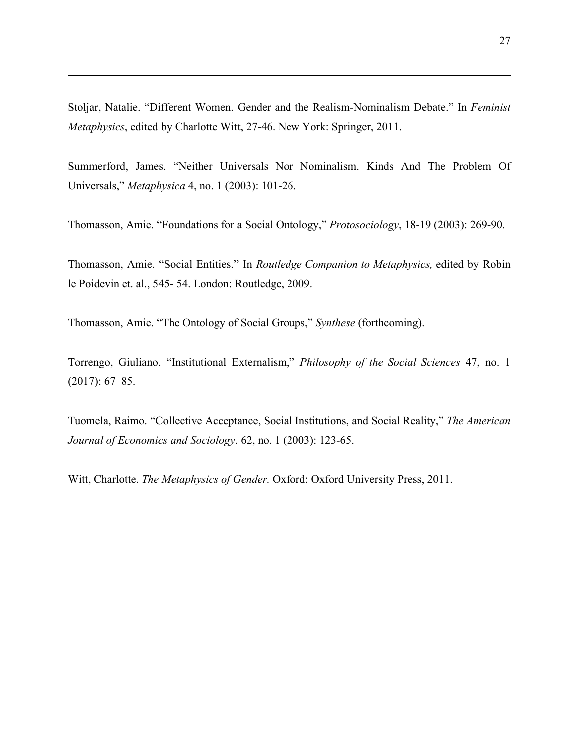Stoljar, Natalie. "Different Women. Gender and the Realism-Nominalism Debate." In *Feminist Metaphysics*, edited by Charlotte Witt, 27-46. New York: Springer, 2011.

Summerford, James. "Neither Universals Nor Nominalism. Kinds And The Problem Of Universals," *Metaphysica* 4, no. 1 (2003): 101-26.

Thomasson, Amie. "Foundations for a Social Ontology," *Protosociology*, 18-19 (2003): 269-90.

Thomasson, Amie. "Social Entities." In *Routledge Companion to Metaphysics,* edited by Robin le Poidevin et. al., 545- 54. London: Routledge, 2009.

Thomasson, Amie. "The Ontology of Social Groups," *Synthese* (forthcoming).

Torrengo, Giuliano. "Institutional Externalism," *Philosophy of the Social Sciences* 47, no. 1 (2017): 67–85.

Tuomela, Raimo. "Collective Acceptance, Social Institutions, and Social Reality," *The American Journal of Economics and Sociology*. 62, no. 1 (2003): 123-65.

Witt, Charlotte. *The Metaphysics of Gender.* Oxford: Oxford University Press, 2011.